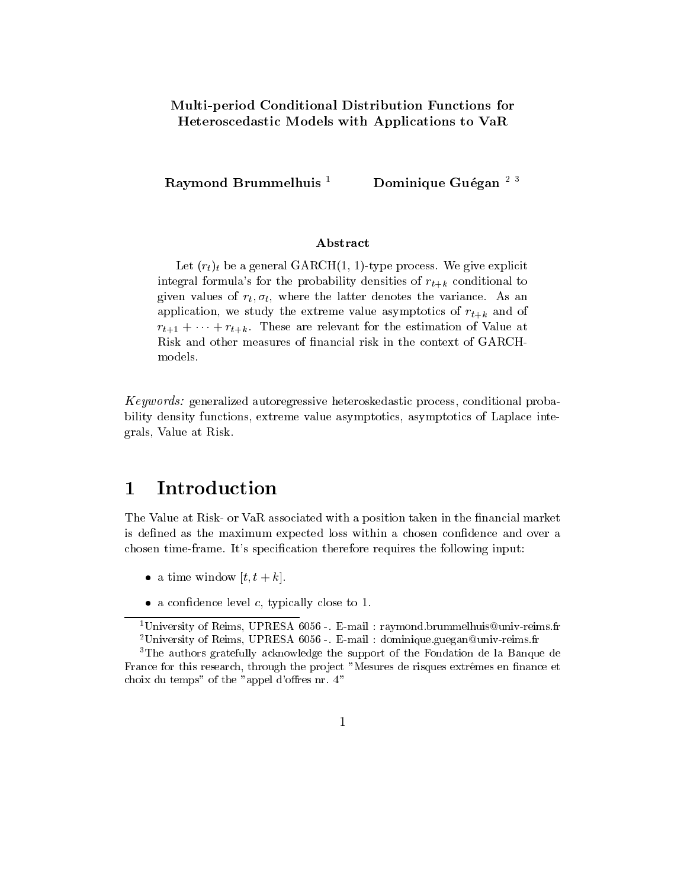**Multi-period Conditional Distribution Functions for Heteroscedastic Models with Applications to VaR**

**Raymond Brummelhuis** [1] **Dominique Guégan** [2 3]

**Abstract**

Let $(r_t)_t$ be a general GARCH(1, 1)-type process. We give explicit integral formula's for the probability densities of $r_{t+k}$ conditional to given values of $r_t, \sigma_t$, where the latter denotes the variance. As an application, we study the extreme value asymptotics of $r_{t+k}$ and of $r_{t+1} + \cdots + r_{t+k}$. These are relevant for the estimation of Value at Risk and other measures of financial risk in the context of GARCH-models.

*Keywords:* generalized autoregressive heteroskedastic process, conditional probability density functions, extreme value asymptotics, asymptotics of Laplace integrals, Value at Risk.

# 1 Introduction

The Value at Risk- or VaR associated with a position taken in the financial market is defined as the maximum expected loss within a chosen confidence and over a chosen time-frame. It's specification therefore requires the following input:

- a time window $[t, t + k]$.
- a confidence level $c$, typically close to 1.

[1] University of Reims, UPRESA 6056 -. E-mail : raymond.brummelhuis@univ-reims.fr

[2] University of Reims, UPRESA 6056 -. E-mail : dominique.guegan@univ-reims.fr

[3] The authors gratefully acknowledge the support of the Fondation de la Banque de France for this research, through the project "Mesures de risques extrêmes en finance et choix du temps" of the "appel d'offres nr. 4"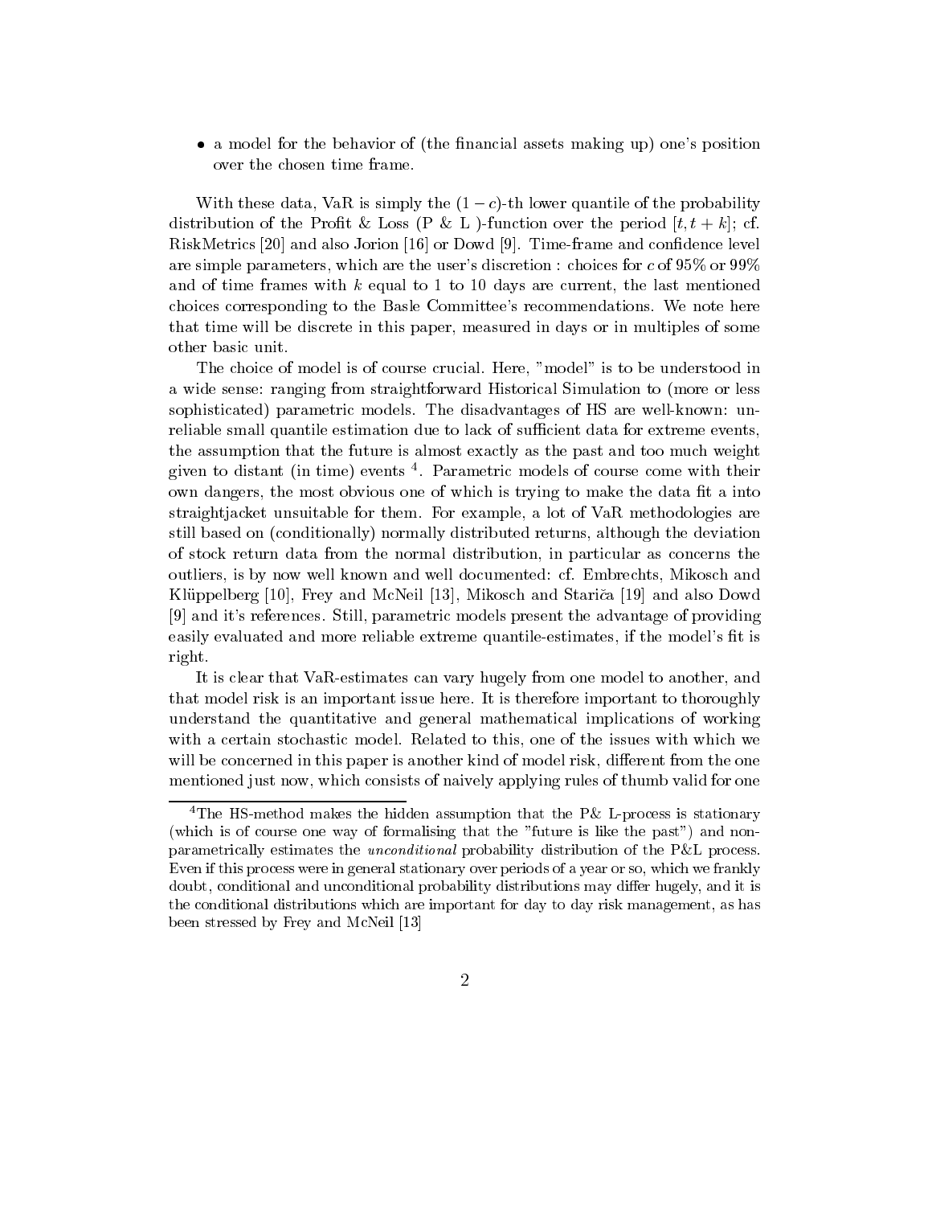- a model for the behavior of (the financial assets making up) one's position over the chosen time frame.

With these data, VaR is simply the $(1-c)$-th lower quantile of the probability distribution of the Profit & Loss (P & L )-function over the period $[t, t+k]$; cf. RiskMetrics [20] and also Jorion [16] or Dowd [9]. Time-frame and confidence level are simple parameters, which are the user's discretion : choices for $c$ of 95% or 99% and of time frames with $k$ equal to 1 to 10 days are current, the last mentioned choices corresponding to the Basle Committee's recommendations. We note here that time will be discrete in this paper, measured in days or in multiples of some other basic unit.

The choice of model is of course crucial. Here, "model" is to be understood in a wide sense: ranging from straightforward Historical Simulation to (more or less sophisticated) parametric models. The disadvantages of HS are well-known: unreliable small quantile estimation due to lack of sufficient data for extreme events, the assumption that the future is almost exactly as the past and too much weight given to distant (in time) events [4]. Parametric models of course come with their own dangers, the most obvious one of which is trying to make the data fit a into straightjacket unsuitable for them. For example, a lot of VaR methodologies are still based on (conditionally) normally distributed returns, although the deviation of stock return data from the normal distribution, in particular as concerns the outliers, is by now well known and well documented: cf. Embrechts, Mikosch and Klüppelberg [10], Frey and McNeil [13], Mikosch and Stariča [19] and also Dowd [9] and it's references. Still, parametric models present the advantage of providing easily evaluated and more reliable extreme quantile-estimates, if the model's fit is right.

It is clear that VaR-estimates can vary hugely from one model to another, and that model risk is an important issue here. It is therefore important to thoroughly understand the quantitative and general mathematical implications of working with a certain stochastic model. Related to this, one of the issues with which we will be concerned in this paper is another kind of model risk, different from the one mentioned just now, which consists of naively applying rules of thumb valid for one

---

[4] The HS-method makes the hidden assumption that the P& L-process is stationary (which is of course one way of formalising that the "future is like the past") and non-parametrically estimates the *unconditional* probability distribution of the P&L process. Even if this process were in general stationary over periods of a year or so, which we frankly doubt, conditional and unconditional probability distributions may differ hugely, and it is the conditional distributions which are important for day to day risk management, as has been stressed by Frey and McNeil [13]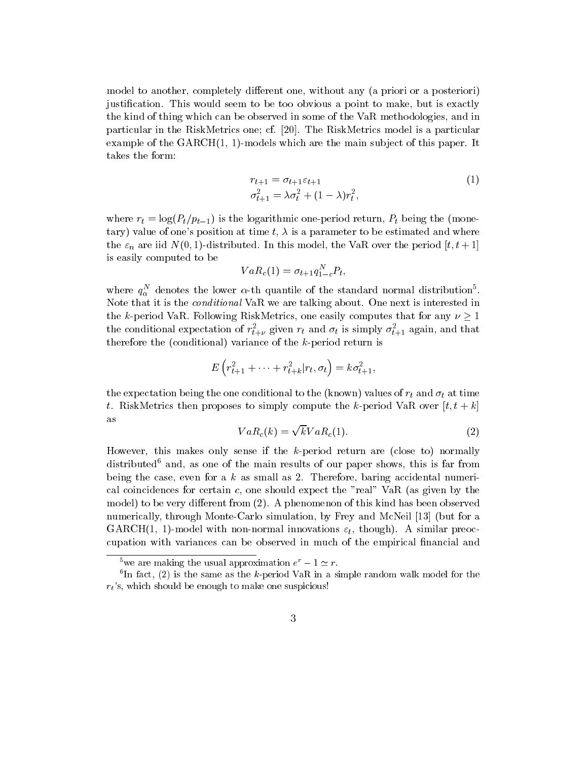model to another, completely different one, without any (a priori or a posteriori) justification. This would seem to be too obvious a point to make, but is exactly the kind of thing which can be observed in some of the VaR methodologies, and in particular in the RiskMetrics one; cf. [20]. The RiskMetrics model is a particular example of the GARCH(1, 1)-models which are the main subject of this paper. It takes the form:

$$
\begin{aligned}
r_{t+1} &= \sigma_{t+1}\varepsilon_{t+1} \\
\sigma_{t+1}^2 &= \lambda\sigma_t^2 + (1-\lambda)r_t^2,
\end{aligned} \tag{1}
$$

where $r_t = \log(P_t/p_{t-1})$ is the logarithmic one-period return, $P_t$ being the (monetary) value of one's position at time $t$, $\lambda$ is a parameter to be estimated and where the $\varepsilon_n$ are iid $N(0,1)$-distributed. In this model, the VaR over the period $[t, t+1]$ is easily computed to be

$$
VaR_c(1) = \sigma_{t+1} q_{1-c}^N P_t,
$$

where $q_\alpha^N$ denotes the lower $\alpha$-th quantile of the standard normal distribution[5]. Note that it is the *conditional* VaR we are talking about. One next is interested in the $k$-period VaR. Following RiskMetrics, one easily computes that for any $\nu \geq 1$ the conditional expectation of $r_{t+\nu}^2$ given $r_t$ and $\sigma_t$ is simply $\sigma_{t+1}^2$ again, and that therefore the (conditional) variance of the $k$-period return is

$$
E\left(r_{t+1}^2 + \cdots + r_{t+k}^2 | r_t, \sigma_t\right) = k\sigma_{t+1}^2,
$$

the expectation being the one conditional to the (known) values of $r_t$ and $\sigma_t$ at time $t$. RiskMetrics then proposes to simply compute the $k$-period VaR over $[t, t+k]$ as

$$
VaR_c(k) = \sqrt{k}\, VaR_c(1). \tag{2}
$$

However, this makes only sense if the $k$-period return are (close to) normally distributed[6] and, as one of the main results of our paper shows, this is far from being the case, even for a $k$ as small as 2. Therefore, baring accidental numerical coincidences for certain $c$, one should expect the "real" VaR (as given by the model) to be very different from (2). A phenomenon of this kind has been observed numerically, through Monte-Carlo simulation, by Frey and McNeil [13] (but for a GARCH(1, 1)-model with non-normal innovations $\varepsilon_t$, though). A similar preoccupation with variances can be observed in much of the empirical financial and

[5] we are making the usual approximation $e^r - 1 \simeq r$.

[6] In fact, (2) is the same as the $k$-period VaR in a simple random walk model for the $r_t$'s, which should be enough to make one suspicious!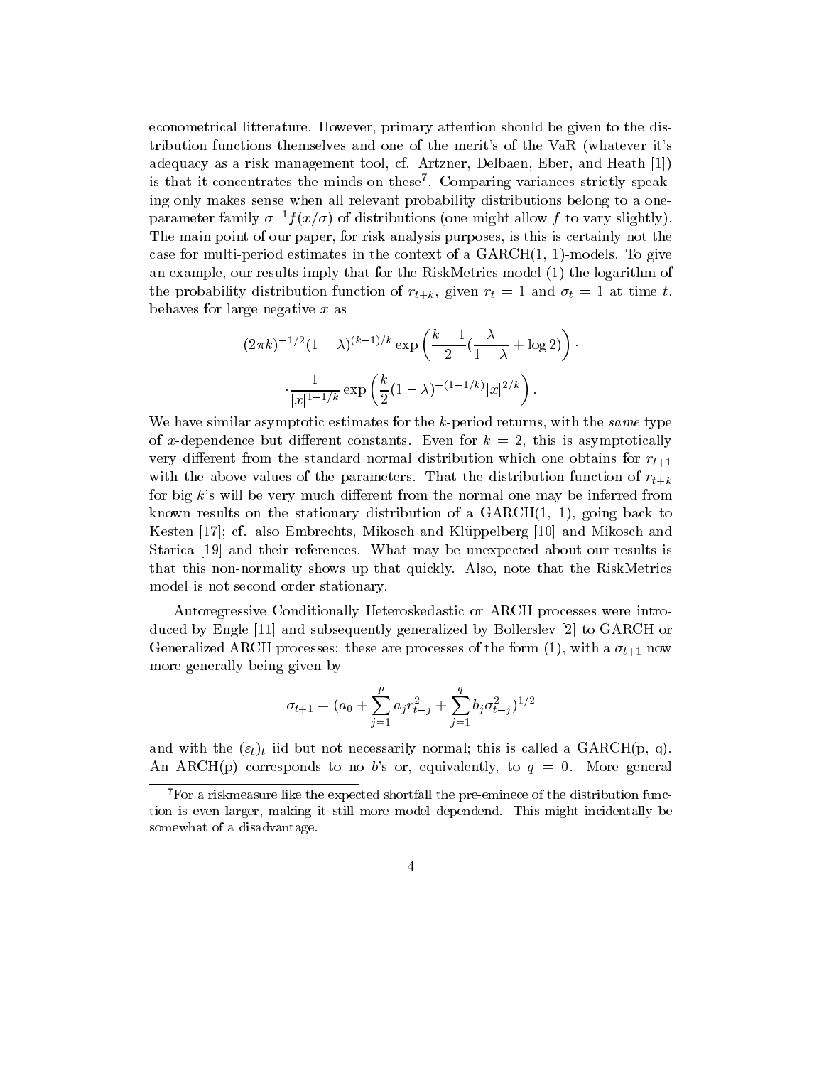econometrical litterature. However, primary attention should be given to the distribution functions themselves and one of the merit's of the VaR (whatever it's adequacy as a risk management tool, cf. Artzner, Delbaen, Eber, and Heath [1]) is that it concentrates the minds on these[7]. Comparing variances strictly speaking only makes sense when all relevant probability distributions belong to a one-parameter family $\sigma^{-1} f(x/\sigma)$ of distributions (one might allow $f$ to vary slightly). The main point of our paper, for risk analysis purposes, is this is certainly not the case for multi-period estimates in the context of a GARCH(1, 1)-models. To give an example, our results imply that for the RiskMetrics model (1) the logarithm of the probability distribution function of $r_{t+k}$, given $r_t = 1$ and $\sigma_t = 1$ at time $t$, behaves for large negative $x$ as

$$(2\pi k)^{-1/2}(1-\lambda)^{(k-1)/k} \exp\left(\frac{k-1}{2}\left(\frac{\lambda}{1-\lambda} + \log 2\right)\right) \cdot$$

$$\cdot \frac{1}{|x|^{1-1/k}} \exp\left(\frac{k}{2}(1-\lambda)^{-(1-1/k)}|x|^{2/k}\right).$$

We have similar asymptotic estimates for the $k$-period returns, with the *same* type of $x$-dependence but different constants. Even for $k = 2$, this is asymptotically very different from the standard normal distribution which one obtains for $r_{t+1}$ with the above values of the parameters. That the distribution function of $r_{t+k}$ for big $k$'s will be very much different from the normal one may be inferred from known results on the stationary distribution of a GARCH(1, 1), going back to Kesten [17]; cf. also Embrechts, Mikosch and Klüppelberg [10] and Mikosch and Starica [19] and their references. What may be unexpected about our results is that this non-normality shows up that quickly. Also, note that the RiskMetrics model is not second order stationary.

Autoregressive Conditionally Heteroskedastic or ARCH processes were introduced by Engle [11] and subsequently generalized by Bollerslev [2] to GARCH or Generalized ARCH processes: these are processes of the form (1), with a $\sigma_{t+1}$ now more generally being given by

$$\sigma_{t+1} = (a_0 + \sum_{j=1}^{p} a_j r_{t-j}^2 + \sum_{j=1}^{q} b_j \sigma_{t-j}^2)^{1/2}$$

and with the $(\varepsilon_t)_t$ iid but not necessarily normal; this is called a GARCH(p, q). An ARCH(p) corresponds to no $b$'s or, equivalently, to $q = 0$. More general

[7] For a riskmeasure like the expected shortfall the pre-eminece of the distribution function is even larger, making it still more model dependend. This might incidentally be somewhat of a disadvantage.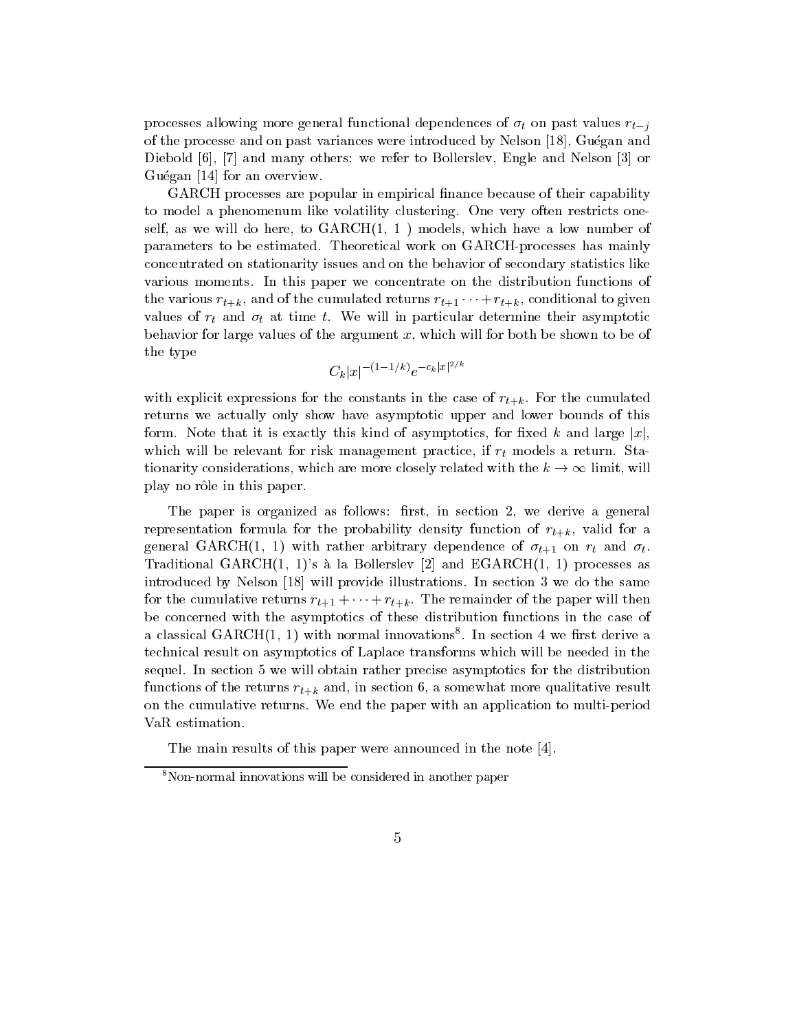processes allowing more general functional dependences of $\sigma_t$ on past values $r_{t-j}$ of the processe and on past variances were introduced by Nelson [18], Guégan and Diebold [6], [7] and many others: we refer to Bollerslev, Engle and Nelson [3] or Guégan [14] for an overview.

GARCH processes are popular in empirical finance because of their capability to model a phenomenum like volatility clustering. One very often restricts oneself, as we will do here, to GARCH(1, 1 ) models, which have a low number of parameters to be estimated. Theoretical work on GARCH-processes has mainly concentrated on stationarity issues and on the behavior of secondary statistics like various moments. In this paper we concentrate on the distribution functions of the various $r_{t+k}$, and of the cumulated returns $r_{t+1} \cdots + r_{t+k}$, conditional to given values of $r_t$ and $\sigma_t$ at time $t$. We will in particular determine their asymptotic behavior for large values of the argument $x$, which will for both be shown to be of the type

$$C_k |x|^{-(1-1/k)} e^{-c_k |x|^{2/k}}$$

with explicit expressions for the constants in the case of $r_{t+k}$. For the cumulated returns we actually only show have asymptotic upper and lower bounds of this form. Note that it is exactly this kind of asymptotics, for fixed $k$ and large $|x|$, which will be relevant for risk management practice, if $r_t$ models a return. Stationarity considerations, which are more closely related with the $k \to \infty$ limit, will play no rôle in this paper.

The paper is organized as follows: first, in section 2, we derive a general representation formula for the probability density function of $r_{t+k}$, valid for a general GARCH(1, 1) with rather arbitrary dependence of $\sigma_{t+1}$ on $r_t$ and $\sigma_t$. Traditional GARCH(1, 1)'s à la Bollerslev [2] and EGARCH(1, 1) processes as introduced by Nelson [18] will provide illustrations. In section 3 we do the same for the cumulative returns $r_{t+1} + \cdots + r_{t+k}$. The remainder of the paper will then be concerned with the asymptotics of these distribution functions in the case of a classical GARCH(1, 1) with normal innovations[8]. In section 4 we first derive a technical result on asymptotics of Laplace transforms which will be needed in the sequel. In section 5 we will obtain rather precise asymptotics for the distribution functions of the returns $r_{t+k}$ and, in section 6, a somewhat more qualitative result on the cumulative returns. We end the paper with an application to multi-period VaR estimation.

The main results of this paper were announced in the note [4].

[8]Non-normal innovations will be considered in another paper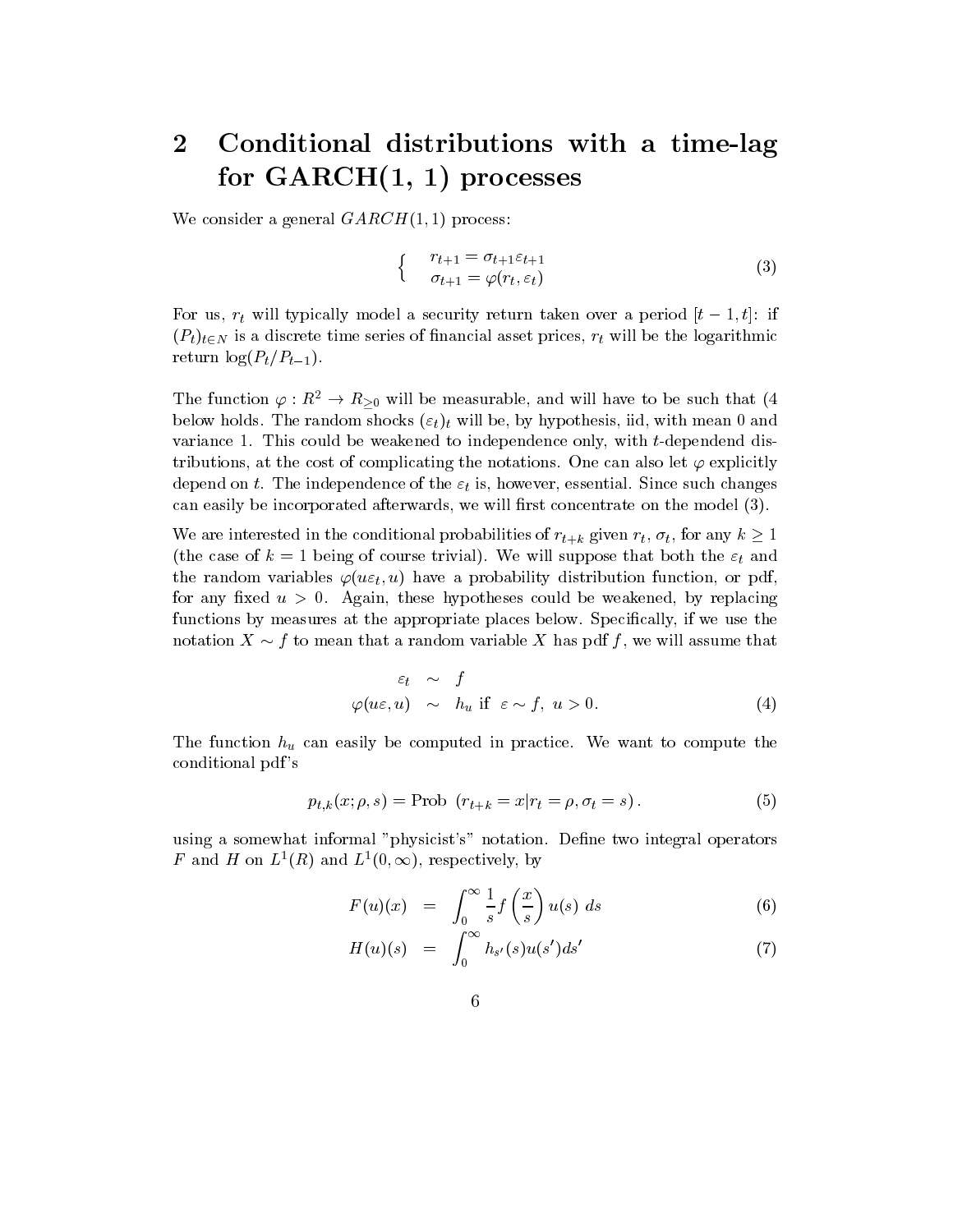## 2 Conditional distributions with a time-lag for GARCH(1, 1) processes

We consider a general $GARCH(1,1)$ process:

$$
\left\{ \begin{array}{l} r_{t+1} = \sigma_{t+1}\varepsilon_{t+1} \\ \sigma_{t+1} = \varphi(r_t, \varepsilon_t) \end{array} \right. \tag{3}
$$

For us, $r_t$ will typically model a security return taken over a period $[t-1, t]$: if $(P_t)_{t \in N}$ is a discrete time series of financial asset prices, $r_t$ will be the logarithmic return $\log(P_t/P_{t-1})$.

The function $\varphi : R^2 \to R_{\geq 0}$ will be measurable, and will have to be such that (4 below holds. The random shocks $(\varepsilon_t)_t$ will be, by hypothesis, iid, with mean 0 and variance 1. This could be weakened to independence only, with $t$-dependend distributions, at the cost of complicating the notations. One can also let $\varphi$ explicitly depend on $t$. The independence of the $\varepsilon_t$ is, however, essential. Since such changes can easily be incorporated afterwards, we will first concentrate on the model (3).

We are interested in the conditional probabilities of $r_{t+k}$ given $r_t$, $\sigma_t$, for any $k \geq 1$ (the case of $k = 1$ being of course trivial). We will suppose that both the $\varepsilon_t$ and the random variables $\varphi(u\varepsilon_t, u)$ have a probability distribution function, or pdf, for any fixed $u > 0$. Again, these hypotheses could be weakened, by replacing functions by measures at the appropriate places below. Specifically, if we use the notation $X \sim f$ to mean that a random variable $X$ has pdf $f$, we will assume that

$$
\begin{array}{rcl} \varepsilon_t & \sim & f \\ \varphi(u\varepsilon, u) & \sim & h_u \text{ if } \varepsilon \sim f, \ u > 0. \end{array} \tag{4}
$$

The function $h_u$ can easily be computed in practice. We want to compute the conditional pdf's

$$
p_{t,k}(x; \rho, s) = \text{Prob } (r_{t+k} = x | r_t = \rho, \sigma_t = s). \tag{5}
$$

using a somewhat informal "physicist's" notation. Define two integral operators $F$ and $H$ on $L^1(R)$ and $L^1(0, \infty)$, respectively, by

$$
F(u)(x) = \int_0^\infty \frac{1}{s} f\left(\frac{x}{s}\right) u(s) \, ds \tag{6}
$$

$$
H(u)(s) = \int_0^\infty h_{s'}(s) u(s') ds' \tag{7}
$$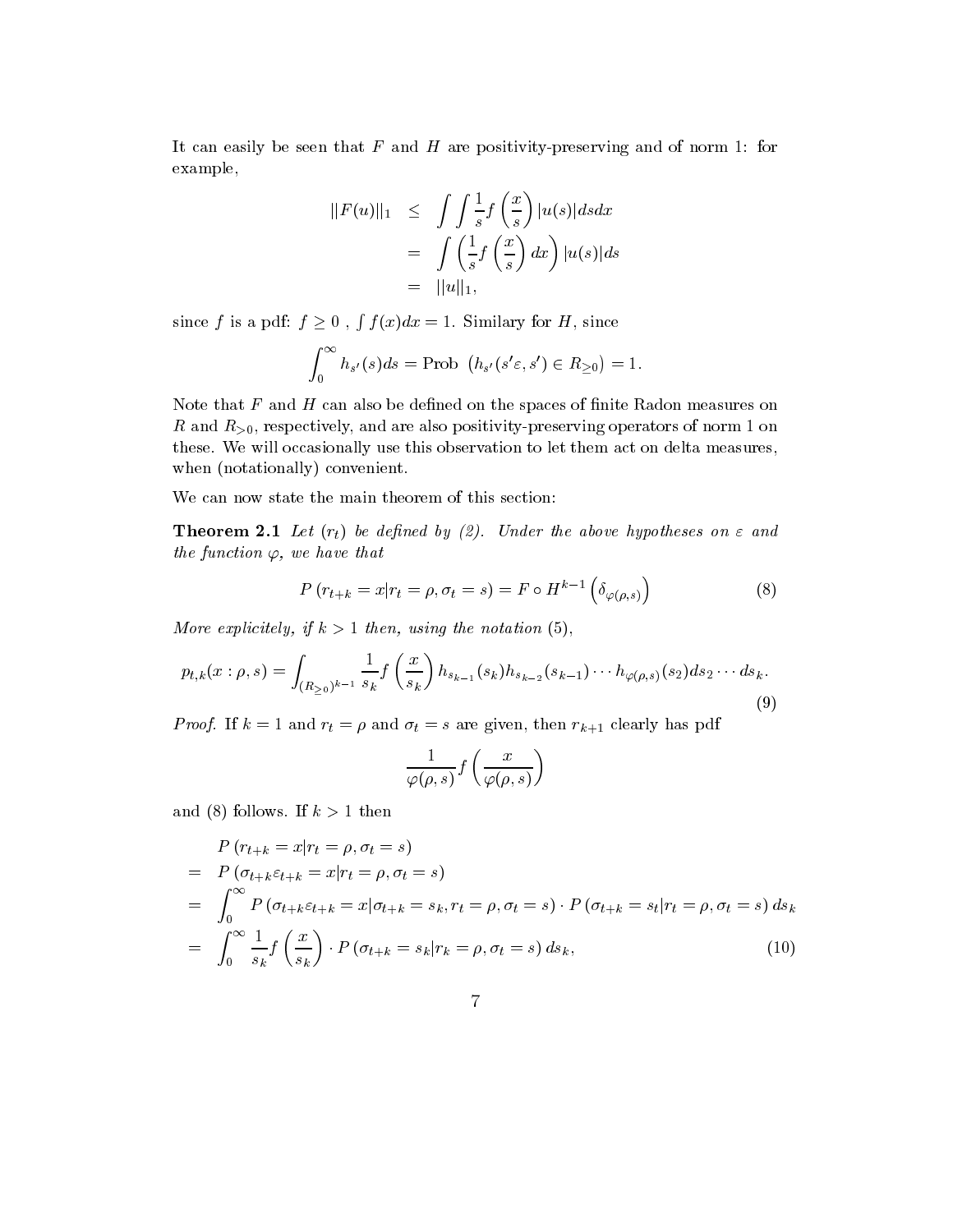It can easily be seen that $F$ and $H$ are positivity-preserving and of norm 1: for example,

$$
\begin{aligned}
||F(u)||_1 &\leq \int\int \frac{1}{s} f\left(\frac{x}{s}\right) |u(s)| ds dx \\
&= \int \left( \frac{1}{s} f\left(\frac{x}{s}\right) dx \right) |u(s)| ds \\
&= ||u||_1,
\end{aligned}
$$

since $f$ is a pdf: $f \geq 0$ , $\int f(x) dx = 1$. Similary for $H$, since

$$
\int_0^\infty h_{s'}(s) ds = \text{Prob } \left( h_{s'}(s'\varepsilon, s') \in R_{\geq 0} \right) = 1.
$$

Note that $F$ and $H$ can also be defined on the spaces of finite Radon measures on $R$ and $R_{>0}$, respectively, and are also positivity-preserving operators of norm 1 on these. We will occasionally use this observation to let them act on delta measures, when (notationally) convenient.

We can now state the main theorem of this section:

**Theorem 2.1** *Let $(r_t)$ be defined by (2). Under the above hypotheses on $\varepsilon$ and the function $\varphi$, we have that*

$$
P\left(r_{t+k} = x | r_t = \rho, \sigma_t = s\right) = F \circ H^{k-1}\left(\delta_{\varphi(\rho,s)}\right) \tag{8}
$$

*More explicitely, if $k > 1$ then, using the notation (5),*

$$
p_{t,k}(x : \rho, s) = \int_{(R_{\geq 0})^{k-1}} \frac{1}{s_k} f\left(\frac{x}{s_k}\right) h_{s_{k-1}}(s_k) h_{s_{k-2}}(s_{k-1}) \cdots h_{\varphi(\rho,s)}(s_2) ds_2 \cdots ds_k. \tag{9}
$$

*Proof.* If $k = 1$ and $r_t = \rho$ and $\sigma_t = s$ are given, then $r_{k+1}$ clearly has pdf

$$
\frac{1}{\varphi(\rho,s)} f\left(\frac{x}{\varphi(\rho,s)}\right)
$$

and (8) follows. If $k > 1$ then

$$
\begin{aligned}
& P\left(r_{t+k} = x | r_t = \rho, \sigma_t = s\right) \\
= \; & P\left(\sigma_{t+k}\varepsilon_{t+k} = x | r_t = \rho, \sigma_t = s\right) \\
= \; & \int_0^\infty P\left(\sigma_{t+k}\varepsilon_{t+k} = x | \sigma_{t+k} = s_k, r_t = \rho, \sigma_t = s\right) \cdot P\left(\sigma_{t+k} = s_t | r_t = \rho, \sigma_t = s\right) ds_k \\
= \; & \int_0^\infty \frac{1}{s_k} f\left(\frac{x}{s_k}\right) \cdot P\left(\sigma_{t+k} = s_k | r_k = \rho, \sigma_t = s\right) ds_k, \qquad (10)
\end{aligned}
$$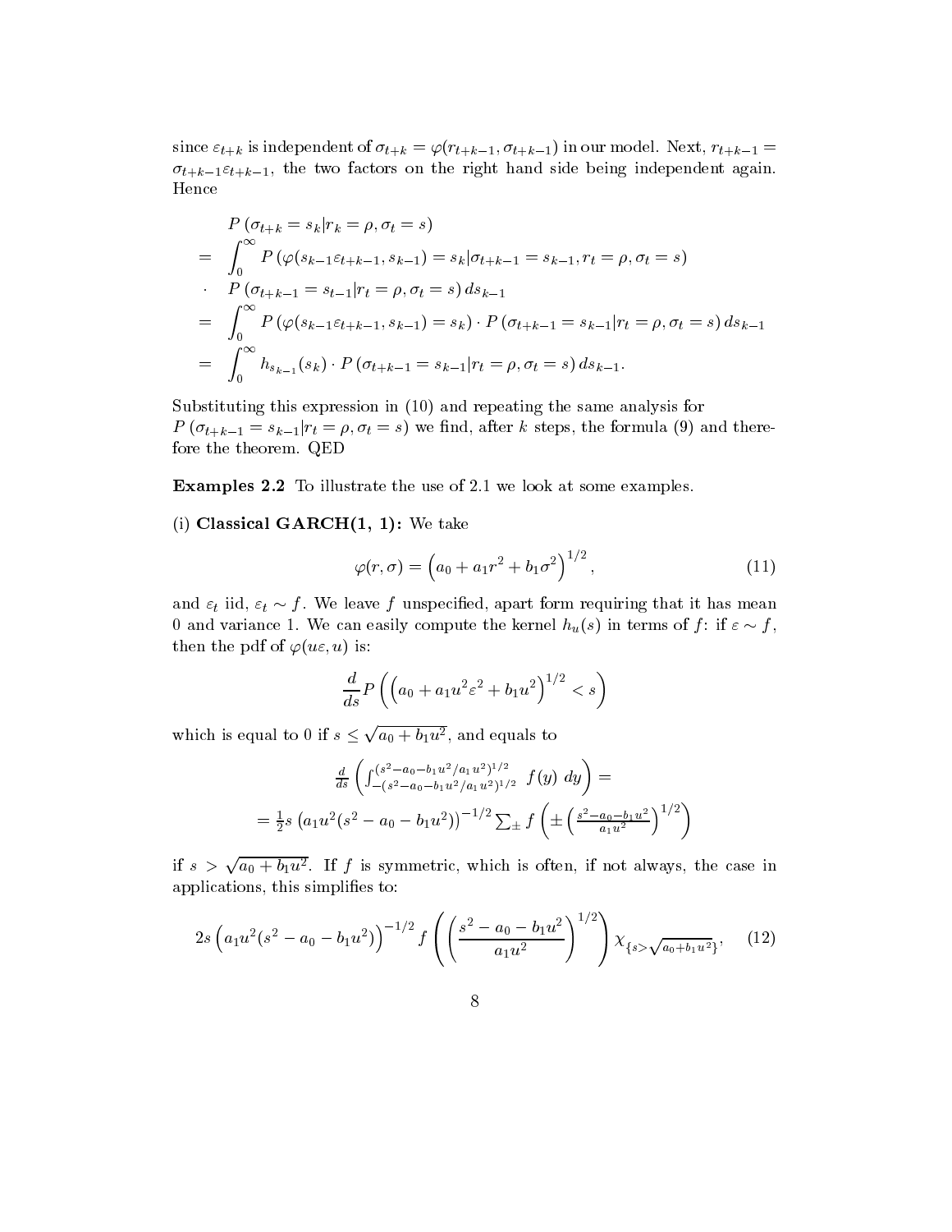since $\varepsilon_{t+k}$ is independent of $\sigma_{t+k} = \varphi(r_{t+k-1}, \sigma_{t+k-1})$ in our model. Next, $r_{t+k-1} = \sigma_{t+k-1}\varepsilon_{t+k-1}$, the two factors on the right hand side being independent again. Hence

$$
\begin{aligned}
& P\left(\sigma_{t+k} = s_k | r_k = \rho, \sigma_t = s\right) \\
= & \int_0^\infty P\left(\varphi(s_{k-1}\varepsilon_{t+k-1}, s_{k-1}) = s_k | \sigma_{t+k-1} = s_{k-1}, r_t = \rho, \sigma_t = s\right) \\
\cdot & \; P\left(\sigma_{t+k-1} = s_{t-1} | r_t = \rho, \sigma_t = s\right) ds_{k-1} \\
= & \int_0^\infty P\left(\varphi(s_{k-1}\varepsilon_{t+k-1}, s_{k-1}) = s_k\right) \cdot P\left(\sigma_{t+k-1} = s_{k-1} | r_t = \rho, \sigma_t = s\right) ds_{k-1} \\
= & \int_0^\infty h_{s_{k-1}}(s_k) \cdot P\left(\sigma_{t+k-1} = s_{k-1} | r_t = \rho, \sigma_t = s\right) ds_{k-1}.
\end{aligned}
$$

Substituting this expression in (10) and repeating the same analysis for $P\left(\sigma_{t+k-1} = s_{k-1} | r_t = \rho, \sigma_t = s\right)$ we find, after $k$ steps, the formula (9) and therefore the theorem. QED

**Examples 2.2** To illustrate the use of 2.1 we look at some examples.

(i) **Classical GARCH(1, 1):** We take

$$
\varphi(r, \sigma) = \left(a_0 + a_1 r^2 + b_1 \sigma^2\right)^{1/2}, \tag{11}
$$

and $\varepsilon_t$ iid, $\varepsilon_t \sim f$. We leave $f$ unspecified, apart form requiring that it has mean 0 and variance 1. We can easily compute the kernel $h_u(s)$ in terms of $f$: if $\varepsilon \sim f$, then the pdf of $\varphi(u\varepsilon, u)$ is:

$$
\frac{d}{ds} P\left(\left(a_0 + a_1 u^2 \varepsilon^2 + b_1 u^2\right)^{1/2} < s\right)
$$

which is equal to 0 if $s \leq \sqrt{a_0 + b_1 u^2}$, and equals to

$$
\begin{gathered}
\tfrac{d}{ds}\left(\int_{-(s^2 - a_0 - b_1 u^2 / a_1 u^2)^{1/2}}^{(s^2 - a_0 - b_1 u^2 / a_1 u^2)^{1/2}} f(y)\, dy\right) = \\
= \tfrac{1}{2} s \left(a_1 u^2 (s^2 - a_0 - b_1 u^2)\right)^{-1/2} \sum_{\pm} f\left(\pm \left(\tfrac{s^2 - a_0 - b_1 u^2}{a_1 u^2}\right)^{1/2}\right)
\end{gathered}
$$

if $s > \sqrt{a_0 + b_1 u^2}$. If $f$ is symmetric, which is often, if not always, the case in applications, this simplifies to:

$$
2s\left(a_1 u^2 (s^2 - a_0 - b_1 u^2)\right)^{-1/2} f\left(\left(\frac{s^2 - a_0 - b_1 u^2}{a_1 u^2}\right)^{1/2}\right) \chi_{\{s > \sqrt{a_0 + b_1 u^2}\}}, \tag{12}
$$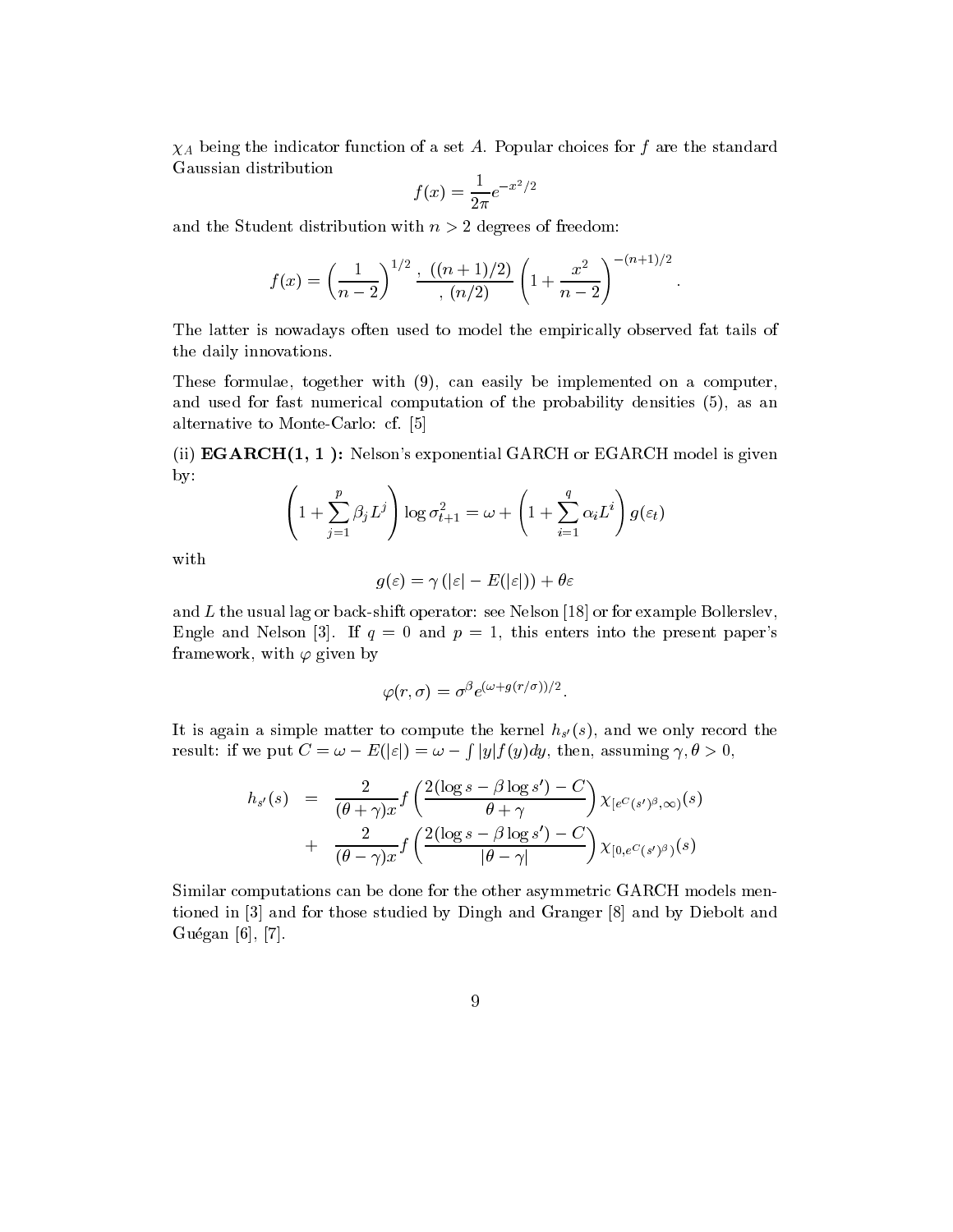$\chi_A$ being the indicator function of a set $A$. Popular choices for $f$ are the standard Gaussian distribution

$$f(x) = \frac{1}{2\pi} e^{-x^2/2}$$

and the Student distribution with $n > 2$ degrees of freedom:

$$f(x) = \left(\frac{1}{n-2}\right)^{1/2} \frac{\Gamma((n+1)/2)}{\Gamma(n/2)} \left(1 + \frac{x^2}{n-2}\right)^{-(n+1)/2}.$$

The latter is nowadays often used to model the empirically observed fat tails of the daily innovations.

These formulae, together with (9), can easily be implemented on a computer, and used for fast numerical computation of the probability densities (5), as an alternative to Monte-Carlo: cf. [5]

(ii) **EGARCH(1, 1 ):** Nelson's exponential GARCH or EGARCH model is given by:

$$\left(1 + \sum_{j=1}^{p} \beta_j L^j\right) \log \sigma_{t+1}^2 = \omega + \left(1 + \sum_{i=1}^{q} \alpha_i L^i\right) g(\varepsilon_t)$$

with

$$g(\varepsilon) = \gamma\left(|\varepsilon| - E(|\varepsilon|)\right) + \theta\varepsilon$$

and $L$ the usual lag or back-shift operator: see Nelson [18] or for example Bollerslev, Engle and Nelson [3]. If $q = 0$ and $p = 1$, this enters into the present paper's framework, with $\varphi$ given by

$$\varphi(r, \sigma) = \sigma^{\beta} e^{(\omega + g(r/\sigma))/2}.$$

It is again a simple matter to compute the kernel $h_{s'}(s)$, and we only record the result: if we put $C = \omega - E(|\varepsilon|) = \omega - \int |y| f(y) dy$, then, assuming $\gamma, \theta > 0$,

$$\begin{aligned} h_{s'}(s) &= \frac{2}{(\theta+\gamma)x} f\left(\frac{2(\log s - \beta \log s') - C}{\theta + \gamma}\right) \chi_{[e^C (s')^\beta, \infty)}(s) \\ &+ \frac{2}{(\theta-\gamma)x} f\left(\frac{2(\log s - \beta \log s') - C}{|\theta - \gamma|}\right) \chi_{[0, e^C (s')^\beta)}(s) \end{aligned}$$

Similar computations can be done for the other asymmetric GARCH models mentioned in [3] and for those studied by Dingh and Granger [8] and by Diebolt and Guégan [6], [7].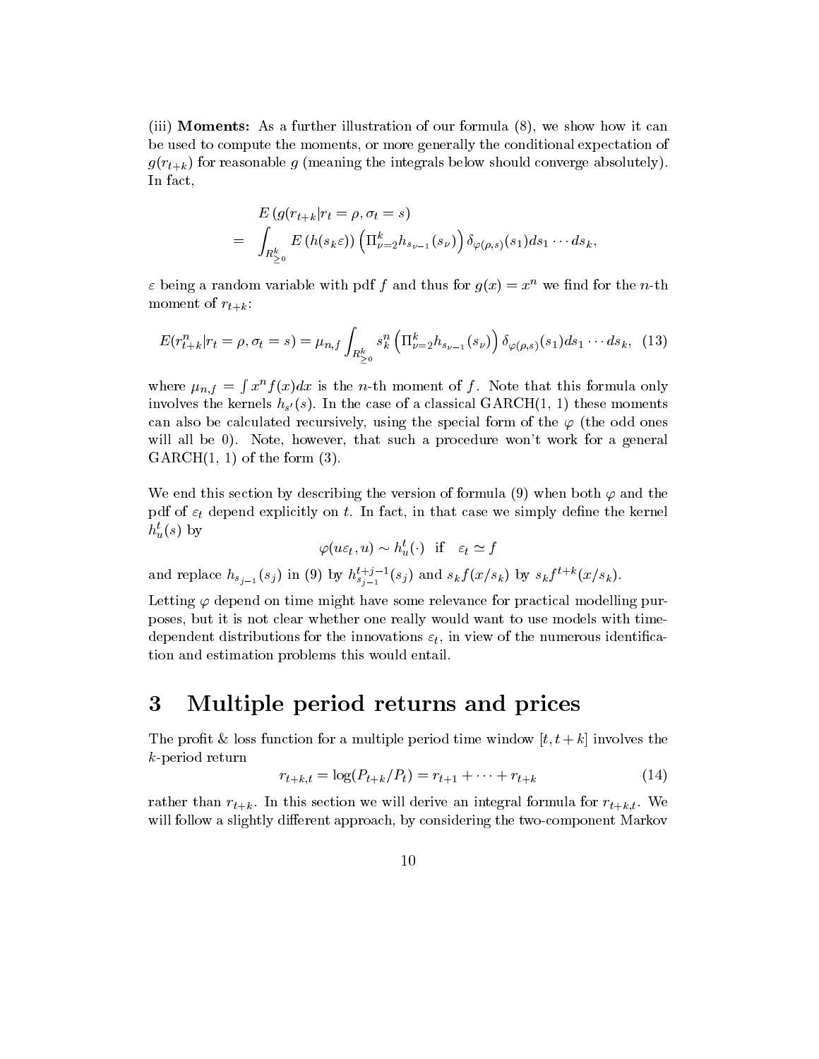(iii) **Moments:** As a further illustration of our formula (8), we show how it can be used to compute the moments, or more generally the conditional expectation of $g(r_{t+k})$ for reasonable $g$ (meaning the integrals below should converge absolutely). In fact,

$$
\begin{aligned}
& E\left(g(r_{t+k}|r_t = \rho, \sigma_t = s\right) \\
= & \int_{R^k_{\geq 0}} E\left(h(s_k \varepsilon)\right) \left(\Pi_{\nu=2}^k h_{s_{\nu-1}}(s_\nu)\right) \delta_{\varphi(\rho,s)}(s_1) ds_1 \cdots ds_k,
\end{aligned}
$$

$\varepsilon$ being a random variable with pdf $f$ and thus for $g(x) = x^n$ we find for the $n$-th moment of $r_{t+k}$:

$$
E(r_{t+k}^n | r_t = \rho, \sigma_t = s) = \mu_{n,f} \int_{R^k_{\geq 0}} s_k^n \left(\Pi_{\nu=2}^k h_{s_{\nu-1}}(s_\nu)\right) \delta_{\varphi(\rho,s)}(s_1) ds_1 \cdots ds_k, \quad (13)
$$

where $\mu_{n,f} = \int x^n f(x) dx$ is the $n$-th moment of $f$. Note that this formula only involves the kernels $h_{s'}(s)$. In the case of a classical GARCH(1, 1) these moments can also be calculated recursively, using the special form of the $\varphi$ (the odd ones will all be 0). Note, however, that such a procedure won't work for a general GARCH(1, 1) of the form (3).

We end this section by describing the version of formula (9) when both $\varphi$ and the pdf of $\varepsilon_t$ depend explicitly on $t$. In fact, in that case we simply define the kernel $h_u^t(s)$ by

$$
\varphi(u\varepsilon_t, u) \sim h_u^t(\cdot) \quad \text{if} \quad \varepsilon_t \simeq f
$$

and replace $h_{s_{j-1}}(s_j)$ in (9) by $h_{s_{j-1}}^{t+j-1}(s_j)$ and $s_k f(x/s_k)$ by $s_k f^{t+k}(x/s_k)$.

Letting $\varphi$ depend on time might have some relevance for practical modelling purposes, but it is not clear whether one really would want to use models with time-dependent distributions for the innovations $\varepsilon_t$, in view of the numerous identification and estimation problems this would entail.

# 3 Multiple period returns and prices

The profit & loss function for a multiple period time window $[t, t+k]$ involves the $k$-period return

$$
r_{t+k,t} = \log(P_{t+k}/P_t) = r_{t+1} + \cdots + r_{t+k} \quad (14)
$$

rather than $r_{t+k}$. In this section we will derive an integral formula for $r_{t+k,t}$. We will follow a slightly different approach, by considering the two-component Markov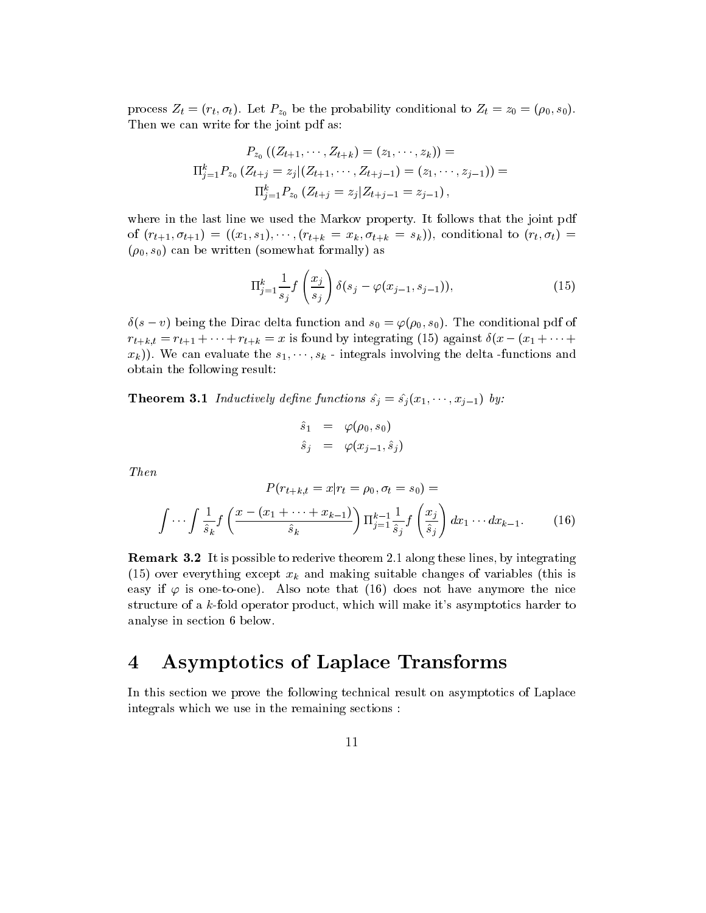process $Z_t = (r_t, \sigma_t)$. Let $P_{z_0}$ be the probability conditional to $Z_t = z_0 = (\rho_0, s_0)$. Then we can write for the joint pdf as:

$$
\begin{gathered}
P_{z_0}\left((Z_{t+1}, \cdots, Z_{t+k}) = (z_1, \cdots, z_k)\right) = \\
\Pi_{j=1}^k P_{z_0}\left(Z_{t+j} = z_j | (Z_{t+1}, \cdots, Z_{t+j-1}) = (z_1, \cdots, z_{j-1})\right) = \\
\Pi_{j=1}^k P_{z_0}\left(Z_{t+j} = z_j | Z_{t+j-1} = z_{j-1}\right),
\end{gathered}
$$

where in the last line we used the Markov property. It follows that the joint pdf of $(r_{t+1}, \sigma_{t+1}) = ((x_1, s_1), \cdots, (r_{t+k} = x_k, \sigma_{t+k} = s_k))$, conditional to $(r_t, \sigma_t) = (\rho_0, s_0)$ can be written (somewhat formally) as

$$
\Pi_{j=1}^k \frac{1}{s_j} f\left(\frac{x_j}{s_j}\right) \delta(s_j - \varphi(x_{j-1}, s_{j-1})), \tag{15}
$$

$\delta(s - v)$ being the Dirac delta function and $s_0 = \varphi(\rho_0, s_0)$. The conditional pdf of $r_{t+k,t} = r_{t+1} + \cdots + r_{t+k} = x$ is found by integrating (15) against $\delta(x - (x_1 + \cdots + x_k))$. We can evaluate the $s_1, \cdots, s_k$ - integrals involving the delta -functions and obtain the following result:

**Theorem 3.1** *Inductively define functions $\hat{s_j} = \hat{s_j}(x_1, \cdots, x_{j-1})$ by:*

$$
\begin{aligned}
\hat{s}_1 &= \varphi(\rho_0, s_0) \\
\hat{s}_j &= \varphi(x_{j-1}, \hat{s}_j)
\end{aligned}
$$

*Then*

$$
P(r_{t+k,t} = x | r_t = \rho_0, \sigma_t = s_0) =
$$

$$
\int \cdots \int \frac{1}{\hat{s}_k} f\left(\frac{x - (x_1 + \cdots + x_{k-1})}{\hat{s}_k}\right) \Pi_{j=1}^{k-1} \frac{1}{\hat{s}_j} f\left(\frac{x_j}{\hat{s}_j}\right) dx_1 \cdots dx_{k-1}. \tag{16}
$$

**Remark 3.2** It is possible to rederive theorem 2.1 along these lines, by integrating (15) over everything except $x_k$ and making suitable changes of variables (this is easy if $\varphi$ is one-to-one). Also note that (16) does not have anymore the nice structure of a $k$-fold operator product, which will make it's asymptotics harder to analyse in section 6 below.

# 4 Asymptotics of Laplace Transforms

In this section we prove the following technical result on asymptotics of Laplace integrals which we use in the remaining sections :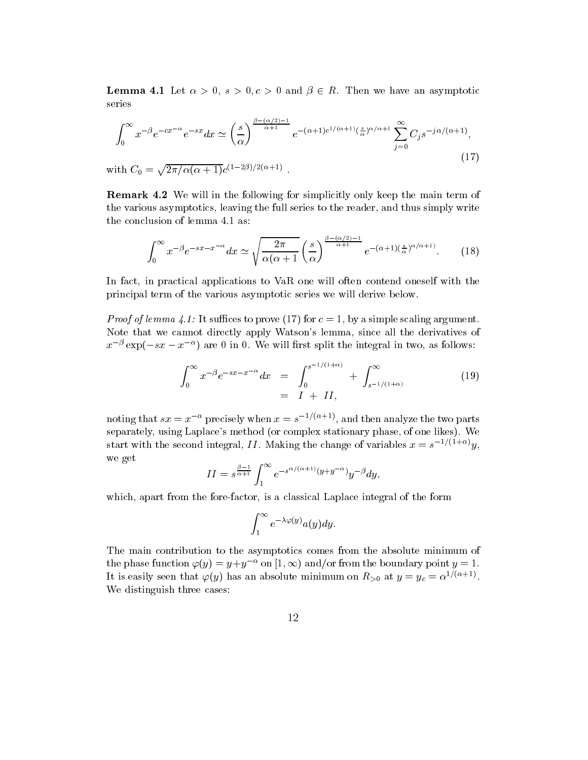**Lemma 4.1** Let $\alpha > 0$, $s > 0, c > 0$ and $\beta \in R$. Then we have an asymptotic series

$$\int_0^\infty x^{-\beta} e^{-cx^{-\alpha}} e^{-sx} dx \simeq \left(\frac{s}{\alpha}\right)^{\frac{\beta-(\alpha/2)-1}{\alpha+1}} e^{-(\alpha+1)c^{1/(\alpha+1)}(\frac{s}{\alpha})^{\alpha/\alpha+1}} \sum_{j=0}^\infty C_j s^{-j\alpha/(\alpha+1)}, \tag{17}$$

with $C_0 = \sqrt{2\pi/\alpha(\alpha+1)} c^{(1-2\beta)/2(\alpha+1)}$ .

**Remark 4.2** We will in the following for simplicitly only keep the main term of the various asymptotics, leaving the full series to the reader, and thus simply write the conclusion of lemma 4.1 as:

$$\int_0^\infty x^{-\beta} e^{-sx-x^{-\alpha}} dx \simeq \sqrt{\frac{2\pi}{\alpha(\alpha+1}} \left(\frac{s}{\alpha}\right)^{\frac{\beta-(\alpha/2)-1}{\alpha+1}} e^{-(\alpha+1)(\frac{s}{\alpha})^{\alpha/\alpha+1)}}. \tag{18}$$

In fact, in practical applications to VaR one will often contend oneself with the principal term of the various asymptotic series we will derive below.

*Proof of lemma 4.1:* It suffices to prove (17) for $c = 1$, by a simple scaling argument. Note that we cannot directly apply Watson's lemma, since all the derivatives of $x^{-\beta} \exp(-sx - x^{-\alpha})$ are 0 in 0. We will first split the integral in two, as follows:

$$\begin{aligned} \int_0^\infty x^{-\beta} e^{-sx-x^{-\alpha}} dx &= \int_0^{s^{-1/(1+\alpha)}} + \int_{s^{-1/(1+\alpha)}}^\infty \\ &= I + II, \end{aligned} \tag{19}$$

noting that $sx = x^{-\alpha}$ precisely when $x = s^{-1/(\alpha+1)}$, and then analyze the two parts separately, using Laplace's method (or complex stationary phase, of one likes). We start with the second integral, $II$. Making the change of variables $x = s^{-1/(1+\alpha)}y$, we get

$$II = s^{\frac{\beta-1}{\alpha+1}} \int_1^\infty e^{-s^{\alpha/(\alpha+1)}(y+y^{-\alpha})} y^{-\beta} dy,$$

which, apart from the fore-factor, is a classical Laplace integral of the form

$$\int_1^\infty e^{-\lambda\varphi(y)} a(y) dy.$$

The main contribution to the asymptotics comes from the absolute minimum of the phase function $\varphi(y) = y + y^{-\alpha}$ on $[1, \infty)$ and/or from the boundary point $y = 1$. It is easily seen that $\varphi(y)$ has an absolute minimum on $R_{>0}$ at $y = y_c = \alpha^{1/(\alpha+1)}$. We distinguish three cases: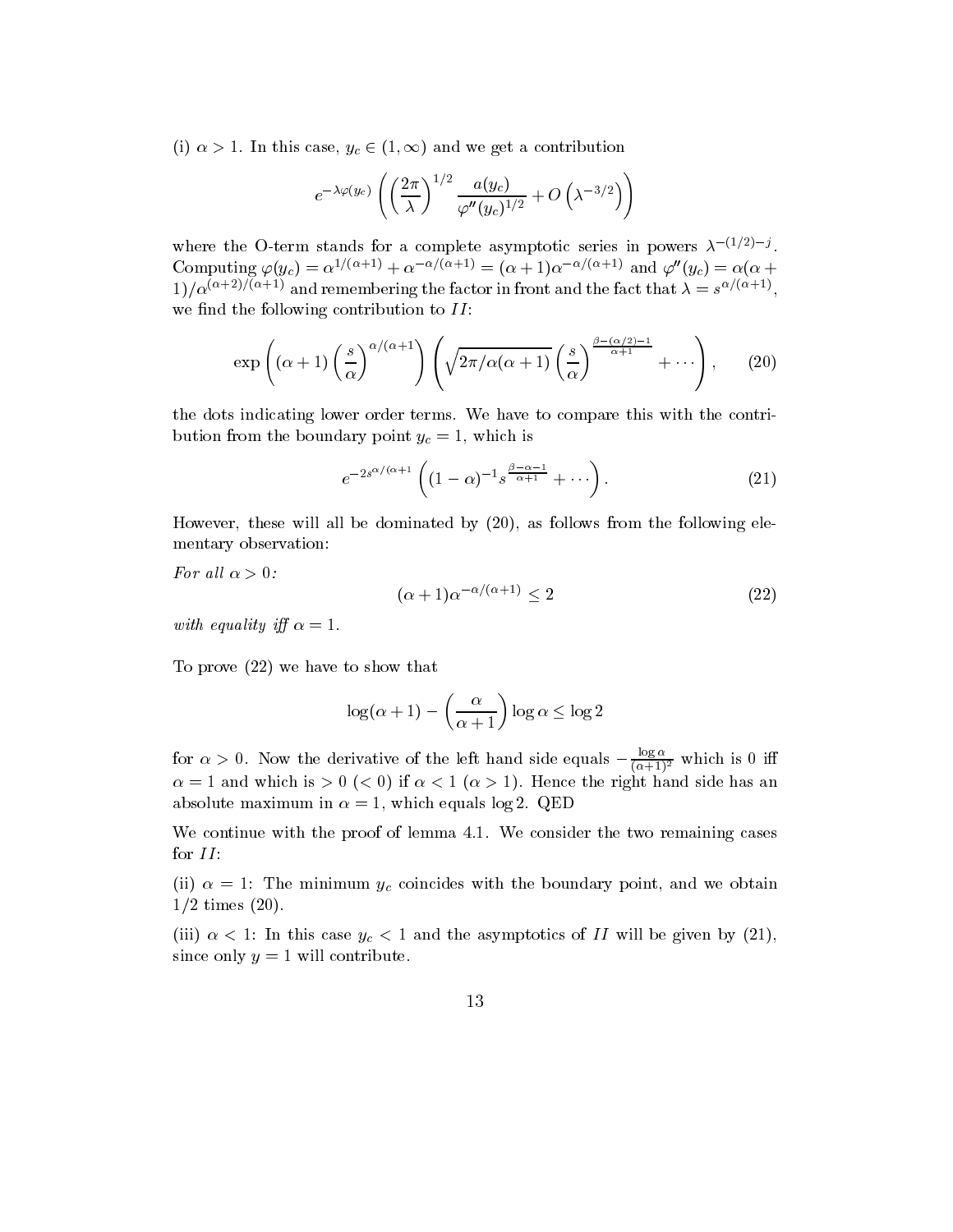(i) $\alpha > 1$. In this case, $y_c \in (1, \infty)$ and we get a contribution

$$e^{-\lambda\varphi(y_c)} \left( \left( \frac{2\pi}{\lambda} \right)^{1/2} \frac{a(y_c)}{\varphi''(y_c)^{1/2}} + O\left(\lambda^{-3/2}\right) \right)$$

where the O-term stands for a complete asymptotic series in powers $\lambda^{-(1/2)-j}$. Computing $\varphi(y_c) = \alpha^{1/(\alpha+1)} + \alpha^{-\alpha/(\alpha+1)} = (\alpha+1)\alpha^{-\alpha/(\alpha+1)}$ and $\varphi''(y_c) = \alpha(\alpha+1)/\alpha^{(\alpha+2)/(\alpha+1)}$ and remembering the factor in front and the fact that $\lambda = s^{\alpha/(\alpha+1)}$, we find the following contribution to $II$:

$$\exp\left( (\alpha+1) \left( \frac{s}{\alpha} \right)^{\alpha/(\alpha+1)} \right) \left( \sqrt{2\pi/\alpha(\alpha+1)} \left( \frac{s}{\alpha} \right)^{\frac{\beta-(\alpha/2)-1}{\alpha+1}} + \cdots \right), \tag{20}$$

the dots indicating lower order terms. We have to compare this with the contribution from the boundary point $y_c = 1$, which is

$$e^{-2s^{\alpha/(\alpha+1}} \left( (1-\alpha)^{-1} s^{\frac{\beta-\alpha-1}{\alpha+1}} + \cdots \right). \tag{21}$$

However, these will all be dominated by (20), as follows from the following elementary observation:

*For all $\alpha > 0$:*

$$(\alpha+1)\alpha^{-\alpha/(\alpha+1)} \leq 2 \tag{22}$$

*with equality iff $\alpha = 1$.*

To prove (22) we have to show that

$$\log(\alpha+1) - \left( \frac{\alpha}{\alpha+1} \right) \log\alpha \leq \log 2$$

for $\alpha > 0$. Now the derivative of the left hand side equals $-\frac{\log\alpha}{(\alpha+1)^2}$ which is 0 iff $\alpha = 1$ and which is $> 0$ ($< 0$) if $\alpha < 1$ ($\alpha > 1$). Hence the right hand side has an absolute maximum in $\alpha = 1$, which equals $\log 2$. QED

We continue with the proof of lemma 4.1. We consider the two remaining cases for $II$:

(ii) $\alpha = 1$: The minimum $y_c$ coincides with the boundary point, and we obtain $1/2$ times (20).

(iii) $\alpha < 1$: In this case $y_c < 1$ and the asymptotics of $II$ will be given by (21), since only $y = 1$ will contribute.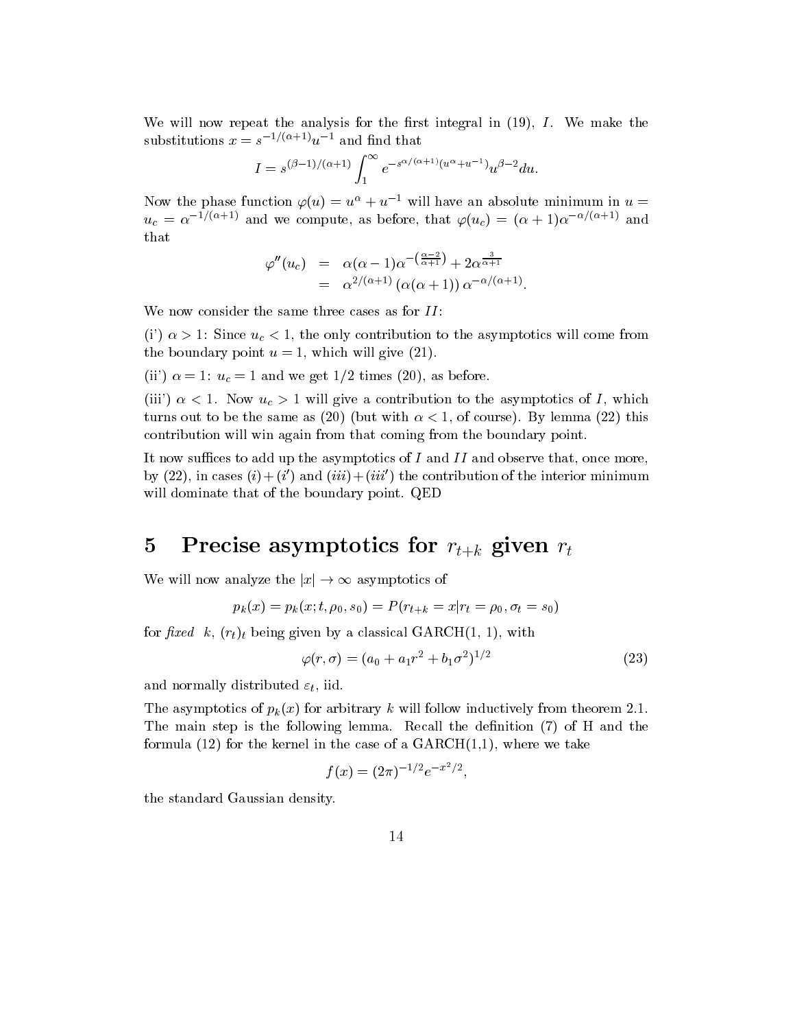We will now repeat the analysis for the first integral in (19), $I$. We make the substitutions $x = s^{-1/(\alpha+1)}u^{-1}$ and find that

$$I = s^{(\beta-1)/(\alpha+1)} \int_1^\infty e^{-s^{\alpha/(\alpha+1)}(u^\alpha + u^{-1})} u^{\beta-2} du.$$

Now the phase function $\varphi(u) = u^\alpha + u^{-1}$ will have an absolute minimum in $u = u_c = \alpha^{-1/(\alpha+1)}$ and we compute, as before, that $\varphi(u_c) = (\alpha+1)\alpha^{-\alpha/(\alpha+1)}$ and that

$$\begin{aligned} \varphi''(u_c) &= \alpha(\alpha-1)\alpha^{-\left(\frac{\alpha-2}{\alpha+1}\right)} + 2\alpha^{\frac{3}{\alpha+1}} \\ &= \alpha^{2/(\alpha+1)}\left(\alpha(\alpha+1)\right)\alpha^{-\alpha/(\alpha+1)}. \end{aligned}$$

We now consider the same three cases as for $II$:

(i') $\alpha > 1$: Since $u_c < 1$, the only contribution to the asymptotics will come from the boundary point $u = 1$, which will give (21).

(ii') $\alpha = 1$: $u_c = 1$ and we get $1/2$ times (20), as before.

(iii') $\alpha < 1$. Now $u_c > 1$ will give a contribution to the asymptotics of $I$, which turns out to be the same as (20) (but with $\alpha < 1$, of course). By lemma (22) this contribution will win again from that coming from the boundary point.

It now suffices to add up the asymptotics of $I$ and $II$ and observe that, once more, by (22), in cases $(i)+(i')$ and $(iii)+(iii')$ the contribution of the interior minimum will dominate that of the boundary point. QED

# 5 Precise asymptotics for $r_{t+k}$ given $r_t$

We will now analyze the $|x| \to \infty$ asymptotics of

$$p_k(x) = p_k(x; t, \rho_0, s_0) = P(r_{t+k} = x | r_t = \rho_0, \sigma_t = s_0)$$

for *fixed* $k$, $(r_t)_t$ being given by a classical GARCH(1, 1), with

$$\varphi(r, \sigma) = (a_0 + a_1 r^2 + b_1 \sigma^2)^{1/2} \tag{23}$$

and normally distributed $\varepsilon_t$, iid.

The asymptotics of $p_k(x)$ for arbitrary $k$ will follow inductively from theorem 2.1. The main step is the following lemma. Recall the definition (7) of H and the formula (12) for the kernel in the case of a GARCH(1,1), where we take

$$f(x) = (2\pi)^{-1/2} e^{-x^2/2},$$

the standard Gaussian density.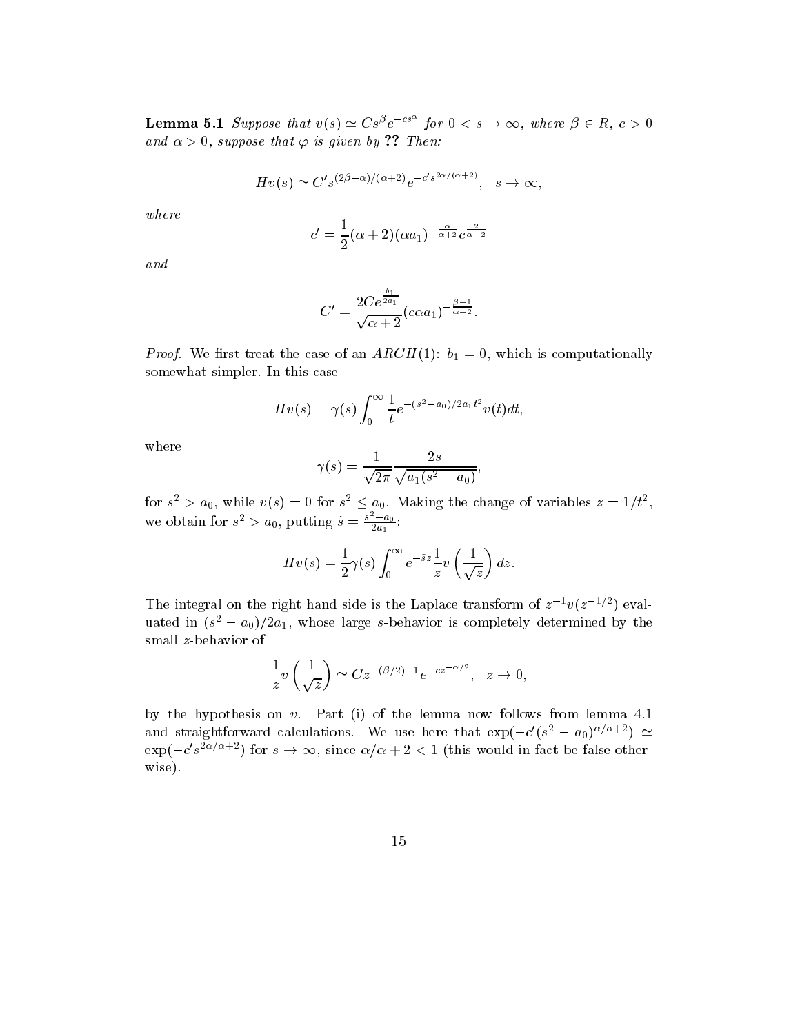**Lemma 5.1** *Suppose that $v(s) \simeq Cs^\beta e^{-cs^\alpha}$ for $0 < s \to \infty$, where $\beta \in R$, $c > 0$ and $\alpha > 0$, suppose that $\varphi$ is given by **??** Then:*

$$Hv(s) \simeq C' s^{(2\beta - \alpha)/(\alpha+2)} e^{-c' s^{2\alpha/(\alpha+2)}}, \quad s \to \infty,$$

*where*

$$c' = \frac{1}{2}(\alpha + 2)(\alpha a_1)^{-\frac{\alpha}{\alpha+2}} c^{\frac{2}{\alpha+2}}$$

*and*

$$C' = \frac{2Ce^{\frac{b_1}{2a_1}}}{\sqrt{\alpha+2}} (c\alpha a_1)^{-\frac{\beta+1}{\alpha+2}}.$$

*Proof.* We first treat the case of an $ARCH(1)$: $b_1 = 0$, which is computationally somewhat simpler. In this case

$$Hv(s) = \gamma(s) \int_0^\infty \frac{1}{t} e^{-(s^2 - a_0)/2a_1 t^2} v(t) dt,$$

where

$$\gamma(s) = \frac{1}{\sqrt{2\pi}} \frac{2s}{\sqrt{a_1(s^2 - a_0)}},$$

for $s^2 > a_0$, while $v(s) = 0$ for $s^2 \leq a_0$. Making the change of variables $z = 1/t^2$, we obtain for $s^2 > a_0$, putting $\tilde{s} = \frac{s^2 - a_0}{2a_1}$:

$$Hv(s) = \frac{1}{2}\gamma(s) \int_0^\infty e^{-\tilde{s}z} \frac{1}{z} v\left(\frac{1}{\sqrt{z}}\right) dz.$$

The integral on the right hand side is the Laplace transform of $z^{-1}v(z^{-1/2})$ evaluated in $(s^2 - a_0)/2a_1$, whose large $s$-behavior is completely determined by the small $z$-behavior of

$$\frac{1}{z} v\left(\frac{1}{\sqrt{z}}\right) \simeq Cz^{-(\beta/2)-1} e^{-cz^{-\alpha/2}}, \quad z \to 0,$$

by the hypothesis on $v$. Part (i) of the lemma now follows from lemma 4.1 and straightforward calculations. We use here that $\exp(-c'(s^2 - a_0)^{\alpha/\alpha+2}) \simeq \exp(-c' s^{2\alpha/\alpha+2})$ for $s \to \infty$, since $\alpha/\alpha + 2 < 1$ (this would in fact be false otherwise).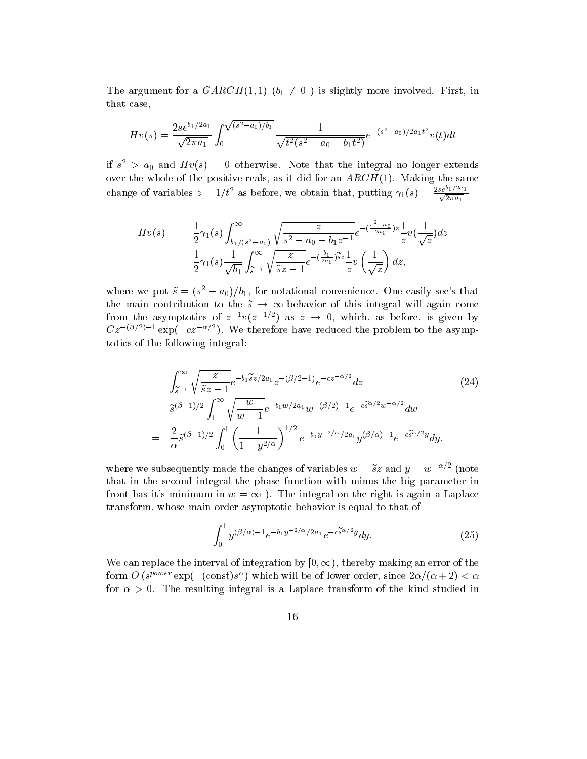The argument for a $GARCH(1,1)$ ($b_1 \neq 0$ ) is slightly more involved. First, in that case,

$$Hv(s) = \frac{2se^{b_1/2a_1}}{\sqrt{2\pi a_1}} \int_0^{\sqrt{(s^2-a_0)/b_1}} \frac{1}{\sqrt{t^2(s^2-a_0-b_1t^2)}} e^{-(s^2-a_0)/2a_1t^2} v(t)dt$$

if $s^2 > a_0$ and $Hv(s) = 0$ otherwise. Note that the integral no longer extends over the whole of the positive reals, as it did for an $ARCH(1)$. Making the same change of variables $z = 1/t^2$ as before, we obtain that, putting $\gamma_1(s) = \frac{2se^{b_1/2a_1}}{\sqrt{2\pi a_1}}$

$$\begin{aligned} Hv(s) &= \frac{1}{2}\gamma_1(s) \int_{b_1/(s^2-a_0)}^{\infty} \sqrt{\frac{z}{s^2-a_0-b_1z^{-1}}} e^{-(\frac{s^2-a_0}{2a_1})z} \frac{1}{z} v(\frac{1}{\sqrt{z}})dz \\ &= \frac{1}{2}\gamma_1(s)\frac{1}{\sqrt{b_1}} \int_{\tilde{s}^{-1}}^{\infty} \sqrt{\frac{z}{\tilde{s}z-1}} e^{-(\frac{b_1}{2a_1})\tilde{s}z} \frac{1}{z} v\left(\frac{1}{\sqrt{z}}\right) dz, \end{aligned}$$

where we put $\tilde{s} = (s^2 - a_0)/b_1$, for notational convenience. One easily see's that the main contribution to the $\tilde{s} \to \infty$-behavior of this integral will again come from the asymptotics of $z^{-1}v(z^{-1/2})$ as $z \to 0$, which, as before, is given by $Cz^{-(\beta/2)-1}\exp(-cz^{-\alpha/2})$. We therefore have reduced the problem to the asymptotics of the following integral:

$$\begin{aligned} &\int_{\tilde{s}^{-1}}^{\infty} \sqrt{\frac{z}{\tilde{s}z-1}} e^{-b_1\tilde{s}z/2a_1} z^{-(\beta/2-1)} e^{-cz^{-\alpha/2}} dz \qquad (24) \\ = \; &\tilde{s}^{(\beta-1)/2} \int_1^{\infty} \sqrt{\frac{w}{w-1}} e^{-b_1w/2a_1} w^{-(\beta/2)-1} e^{-c\tilde{s}^{\alpha/2}w^{-\alpha/2}} dw \\ = \; &\frac{2}{\alpha}\tilde{s}^{(\beta-1)/2} \int_0^1 \left(\frac{1}{1-y^{2/\alpha}}\right)^{1/2} e^{-b_1y^{-2/\alpha}/2a_1} y^{(\beta/\alpha)-1} e^{-c\tilde{s}^{\alpha/2}y} dy, \end{aligned}$$

where we subsequently made the changes of variables $w = \tilde{s}z$ and $y = w^{-\alpha/2}$ (note that in the second integral the phase function with minus the big parameter in front has it's minimum in $w = \infty$ ). The integral on the right is again a Laplace transform, whose main order asymptotic behavior is equal to that of

$$\int_0^1 y^{(\beta/\alpha)-1} e^{-b_1y^{-2/\alpha}/2a_1} e^{-c\tilde{s}^{\alpha/2}y} dy. \qquad (25)$$

We can replace the interval of integration by $[0, \infty)$, thereby making an error of the form $O\left(s^{power}\exp(-(\text{const})s^{\alpha}\right)$ which will be of lower order, since $2\alpha/(\alpha+2) < \alpha$ for $\alpha > 0$. The resulting integral is a Laplace transform of the kind studied in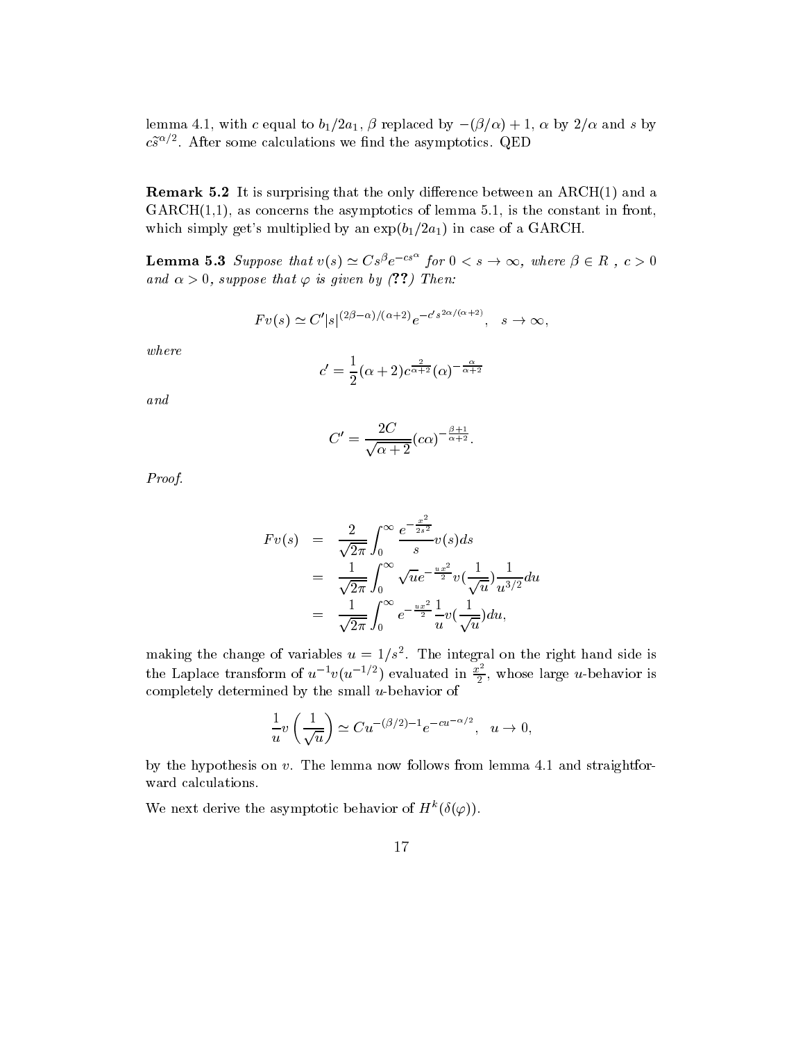lemma 4.1, with $c$ equal to $b_1/2a_1$, $\beta$ replaced by $-(\beta/\alpha)+1$, $\alpha$ by $2/\alpha$ and $s$ by $c\tilde{s}^{\alpha/2}$. After some calculations we find the asymptotics. QED

**Remark 5.2** It is surprising that the only difference between an ARCH(1) and a GARCH(1,1), as concerns the asymptotics of lemma 5.1, is the constant in front, which simply get's multiplied by an $\exp(b_1/2a_1)$ in case of a GARCH.

**Lemma 5.3** *Suppose that* $v(s) \simeq Cs^{\beta}e^{-cs^{\alpha}}$ *for* $0 < s \to \infty$*, where* $\beta \in R$ *,* $c > 0$ *and* $\alpha > 0$*, suppose that* $\varphi$ *is given by* (**??**) *Then:*

$$Fv(s) \simeq C'|s|^{(2\beta-\alpha)/(\alpha+2)}e^{-c's^{2\alpha/(\alpha+2)}}, \quad s \to \infty,$$

*where*

$$c' = \frac{1}{2}(\alpha+2)c^{\frac{2}{\alpha+2}}(\alpha)^{-\frac{\alpha}{\alpha+2}}$$

*and*

$$C' = \frac{2C}{\sqrt{\alpha+2}}(c\alpha)^{-\frac{\beta+1}{\alpha+2}}.$$

*Proof.*

$$\begin{aligned} Fv(s) &= \frac{2}{\sqrt{2\pi}}\int_0^{\infty}\frac{e^{-\frac{x^2}{2s^2}}}{s}v(s)ds \\ &= \frac{1}{\sqrt{2\pi}}\int_0^{\infty}\sqrt{u}e^{-\frac{ux^2}{2}}v(\frac{1}{\sqrt{u}})\frac{1}{u^{3/2}}du \\ &= \frac{1}{\sqrt{2\pi}}\int_0^{\infty}e^{-\frac{ux^2}{2}}\frac{1}{u}v(\frac{1}{\sqrt{u}})du, \end{aligned}$$

making the change of variables $u = 1/s^2$. The integral on the right hand side is the Laplace transform of $u^{-1}v(u^{-1/2})$ evaluated in $\frac{x^2}{2}$, whose large $u$-behavior is completely determined by the small $u$-behavior of

$$\frac{1}{u}v\left(\frac{1}{\sqrt{u}}\right) \simeq Cu^{-(\beta/2)-1}e^{-cu^{-\alpha/2}}, \quad u \to 0,$$

by the hypothesis on $v$. The lemma now follows from lemma 4.1 and straightforward calculations.

We next derive the asymptotic behavior of $H^k(\delta(\varphi))$.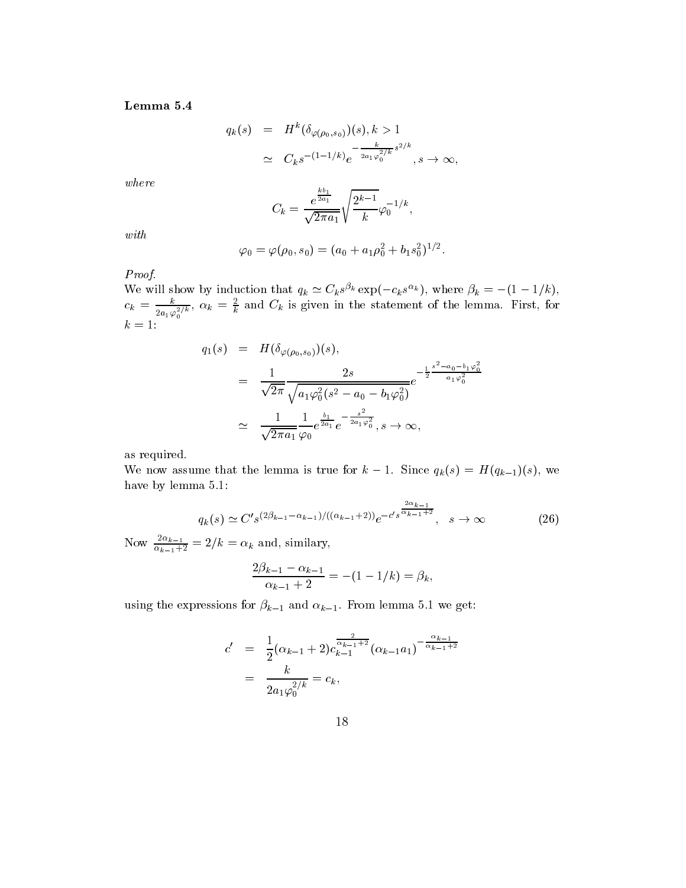**Lemma 5.4**

$$
\begin{aligned}
q_k(s) &= H^k(\delta_{\varphi(\rho_0,s_0)})(s), k > 1 \\
&\simeq C_k s^{-(1-1/k)} e^{-\frac{k}{2a_1\varphi_0^{2/k}} s^{2/k}}, s \to \infty,
\end{aligned}
$$

*where*

$$
C_k = \frac{e^{\frac{kb_1}{2a_1}}}{\sqrt{2\pi a_1}} \sqrt{\frac{2^{k-1}}{k}} \varphi_0^{-1/k},
$$

*with*

$$
\varphi_0 = \varphi(\rho_0, s_0) = (a_0 + a_1\rho_0^2 + b_1 s_0^2)^{1/2}.
$$

*Proof.*
We will show by induction that $q_k \simeq C_k s^{\beta_k} \exp(-c_k s^{\alpha_k})$, where $\beta_k = -(1-1/k)$, $c_k = \frac{k}{2a_1\varphi_0^{2/k}}$, $\alpha_k = \frac{2}{k}$ and $C_k$ is given in the statement of the lemma. First, for $k = 1$:

$$
\begin{aligned}
q_1(s) &= H(\delta_{\varphi(\rho_0,s_0)})(s), \\
&= \frac{1}{\sqrt{2\pi}} \frac{2s}{\sqrt{a_1\varphi_0^2(s^2 - a_0 - b_1\varphi_0^2)}} e^{-\frac{1}{2}\frac{s^2 - a_0 - b_1\varphi_0^2}{a_1\varphi_0^2}} \\
&\simeq \frac{1}{\sqrt{2\pi a_1}} \frac{1}{\varphi_0} e^{\frac{b_1}{2a_1}} e^{-\frac{s^2}{2a_1\varphi_0^2}}, s \to \infty,
\end{aligned}
$$

as required.
We now assume that the lemma is true for $k-1$. Since $q_k(s) = H(q_{k-1})(s)$, we have by lemma 5.1:

$$
q_k(s) \simeq C' s^{(2\beta_{k-1} - \alpha_{k-1})/((\alpha_{k-1}+2))} e^{-c' s^{\frac{2\alpha_{k-1}}{\alpha_{k-1}+2}}}, \quad s \to \infty \tag{26}
$$

Now $\frac{2\alpha_{k-1}}{\alpha_{k-1}+2} = 2/k = \alpha_k$ and, similary,

$$
\frac{2\beta_{k-1} - \alpha_{k-1}}{\alpha_{k-1} + 2} = -(1 - 1/k) = \beta_k,
$$

using the expressions for $\beta_{k-1}$ and $\alpha_{k-1}$. From lemma 5.1 we get:

$$
\begin{aligned}
c' &= \frac{1}{2}(\alpha_{k-1} + 2) c_{k-1}^{\frac{2}{\alpha_{k-1}+2}} (\alpha_{k-1} a_1)^{-\frac{\alpha_{k-1}}{\alpha_{k-1}+2}} \\
&= \frac{k}{2a_1\varphi_0^{2/k}} = c_k,
\end{aligned}
$$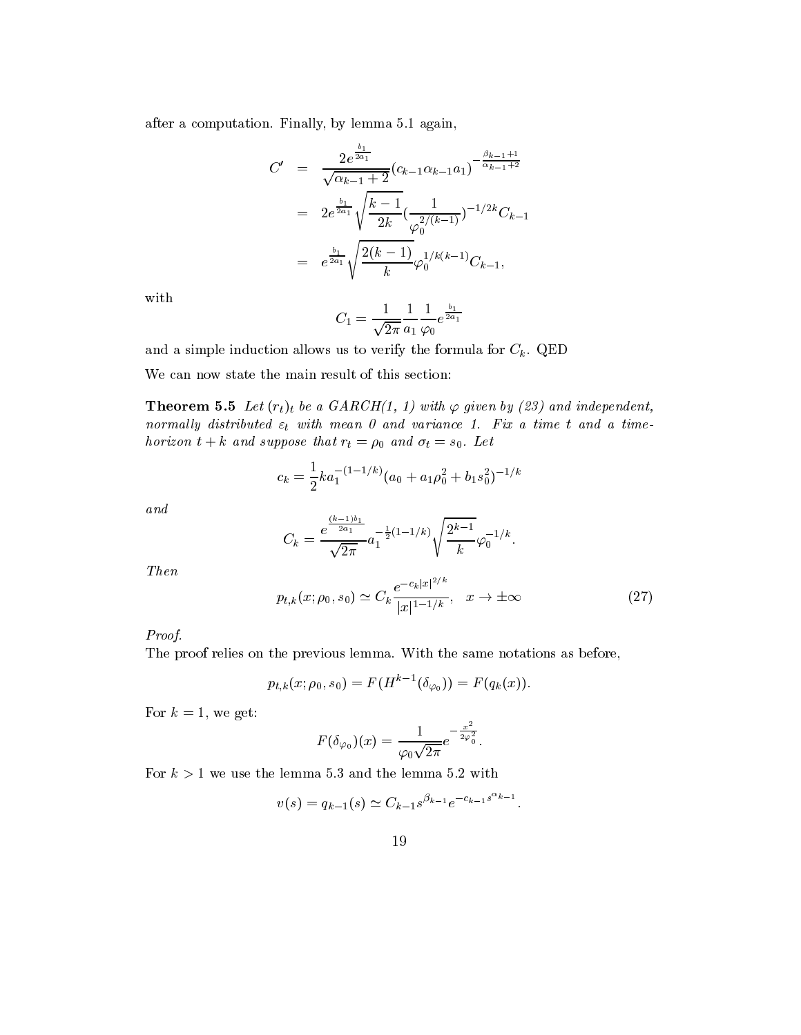after a computation. Finally, by lemma 5.1 again,

$$
\begin{aligned}
C' &= \frac{2e^{\frac{b_1}{2a_1}}}{\sqrt{\alpha_{k-1}+2}}(c_{k-1}\alpha_{k-1}a_1)^{-\frac{\beta_{k-1}+1}{\alpha_{k-1}+2}} \\
&= 2e^{\frac{b_1}{2a_1}}\sqrt{\frac{k-1}{2k}}\left(\frac{1}{\varphi_0^{2/(k-1)}}\right)^{-1/2k}C_{k-1} \\
&= e^{\frac{b_1}{2a_1}}\sqrt{\frac{2(k-1)}{k}}\varphi_0^{1/k(k-1)}C_{k-1},
\end{aligned}
$$

with

$$
C_1 = \frac{1}{\sqrt{2\pi}}\frac{1}{a_1}\frac{1}{\varphi_0}e^{\frac{b_1}{2a_1}}
$$

and a simple induction allows us to verify the formula for $C_k$. QED

We can now state the main result of this section:

**Theorem 5.5** *Let $(r_t)_t$ be a GARCH(1, 1) with $\varphi$ given by (23) and independent, normally distributed $\varepsilon_t$ with mean 0 and variance 1. Fix a time $t$ and a time-horizon $t+k$ and suppose that $r_t = \rho_0$ and $\sigma_t = s_0$. Let*

$$
c_k = \frac{1}{2}k a_1^{-(1-1/k)}(a_0 + a_1\rho_0^2 + b_1 s_0^2)^{-1/k}
$$

*and*

$$
C_k = \frac{e^{\frac{(k-1)b_1}{2a_1}}}{\sqrt{2\pi}} a_1^{-\frac{1}{2}(1-1/k)}\sqrt{\frac{2^{k-1}}{k}}\varphi_0^{-1/k}.
$$

*Then*

$$
p_{t,k}(x;\rho_0,s_0) \simeq C_k\frac{e^{-c_k|x|^{2/k}}}{|x|^{1-1/k}}, \quad x \to \pm\infty \tag{27}
$$

*Proof.*
The proof relies on the previous lemma. With the same notations as before,

$$
p_{t,k}(x;\rho_0,s_0) = F(H^{k-1}(\delta_{\varphi_0})) = F(q_k(x)).
$$

For $k=1$, we get:

$$
F(\delta_{\varphi_0})(x) = \frac{1}{\varphi_0\sqrt{2\pi}}e^{-\frac{x^2}{2\varphi_0^2}}.
$$

For $k>1$ we use the lemma 5.3 and the lemma 5.2 with

$$
v(s) = q_{k-1}(s) \simeq C_{k-1}s^{\beta_{k-1}}e^{-c_{k-1}s^{\alpha_{k-1}}}.
$$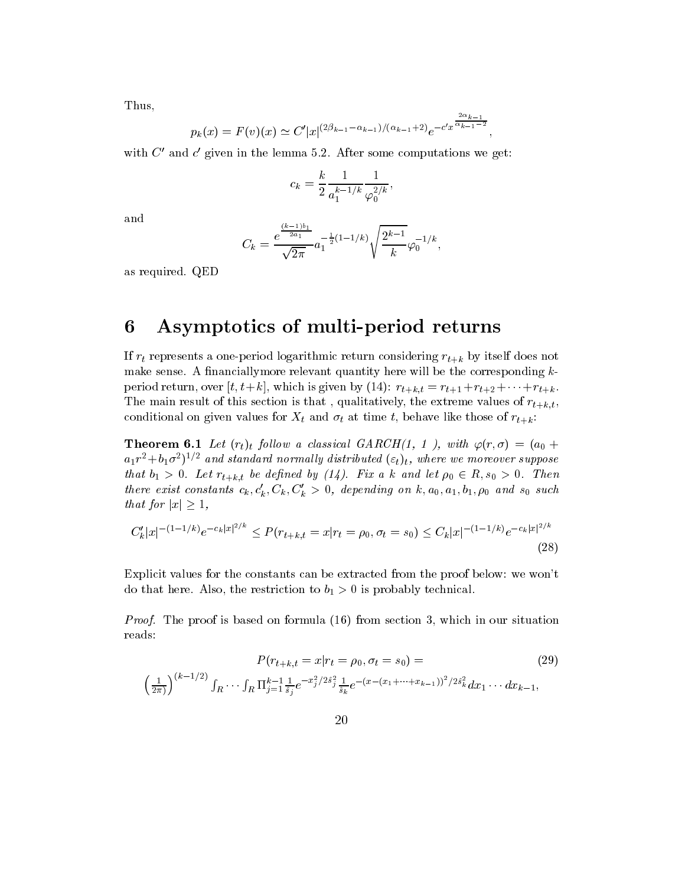Thus,

$$p_k(x) = F(v)(x) \simeq C'|x|^{(2\beta_{k-1}-\alpha_{k-1})/(\alpha_{k-1}+2)} e^{-c' x^{\frac{2\alpha_{k-1}}{\alpha_{k-1}-2}}},$$

with $C'$ and $c'$ given in the lemma 5.2. After some computations we get:

$$c_k = \frac{k}{2} \frac{1}{a_1^{k-1/k}} \frac{1}{\varphi_0^{2/k}},$$

and

$$C_k = \frac{e^{\frac{(k-1)b_1}{2a_1}}}{\sqrt{2\pi}} a_1^{-\frac{1}{2}(1-1/k)} \sqrt{\frac{2^{k-1}}{k}} \varphi_0^{-1/k},$$

as required. QED

# 6 Asymptotics of multi-period returns

If $r_t$ represents a one-period logarithmic return considering $r_{t+k}$ by itself does not make sense. A financiallymore relevant quantity here will be the corresponding $k$-period return, over $[t, t+k]$, which is given by (14): $r_{t+k,t} = r_{t+1} + r_{t+2} + \cdots + r_{t+k}$. The main result of this section is that , qualitatively, the extreme values of $r_{t+k,t}$, conditional on given values for $X_t$ and $\sigma_t$ at time $t$, behave like those of $r_{t+k}$:

**Theorem 6.1** *Let $(r_t)_t$ follow a classical GARCH(1, 1 ), with $\varphi(r, \sigma) = (a_0 + a_1 r^2 + b_1 \sigma^2)^{1/2}$ and standard normally distributed $(\varepsilon_t)_t$, where we moreover suppose that $b_1 > 0$. Let $r_{t+k,t}$ be defined by (14). Fix a $k$ and let $\rho_0 \in R, s_0 > 0$. Then there exist constants $c_k, c'_k, C_k, C'_k > 0$, depending on $k, a_0, a_1, b_1, \rho_0$ and $s_0$ such that for $|x| \geq 1$,*

$$C'_k |x|^{-(1-1/k)} e^{-c_k |x|^{2/k}} \leq P(r_{t+k,t} = x | r_t = \rho_0, \sigma_t = s_0) \leq C_k |x|^{-(1-1/k)} e^{-c_k |x|^{2/k}} \tag{28}$$

Explicit values for the constants can be extracted from the proof below: we won't do that here. Also, the restriction to $b_1 > 0$ is probably technical.

*Proof.* The proof is based on formula (16) from section 3, which in our situation reads:

$$P(r_{t+k,t} = x | r_t = \rho_0, \sigma_t = s_0) = \tag{29}$$

$$\left(\frac{1}{2\pi)}\right)^{(k-1/2)} \int_R \cdots \int_R \Pi_{j=1}^{k-1} \frac{1}{\hat{s}_j} e^{-x_j^2/2\hat{s}_j^2} \frac{1}{\hat{s}_k} e^{-(x-(x_1+\cdots+x_{k-1}))^2/2\hat{s}_k^2} dx_1 \cdots dx_{k-1},$$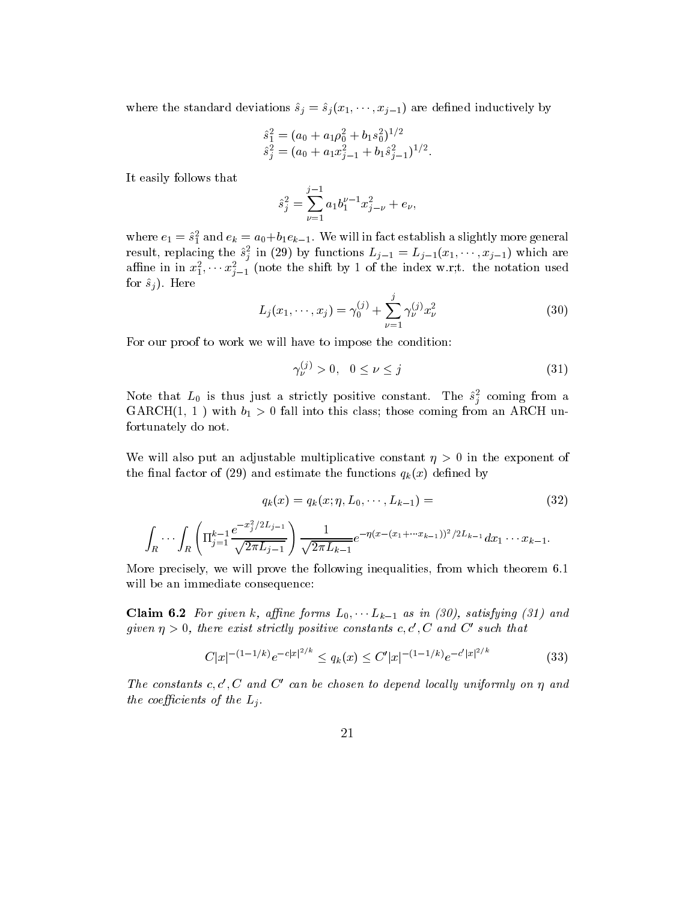where the standard deviations $\hat{s}_j = \hat{s}_j(x_1, \cdots, x_{j-1})$ are defined inductively by

$$\hat{s}_1^2 = (a_0 + a_1\rho_0^2 + b_1 s_0^2)^{1/2}$$
$$\hat{s}_j^2 = (a_0 + a_1 x_{j-1}^2 + b_1 \hat{s}_{j-1}^2)^{1/2}.$$

It easily follows that

$$\hat{s}_j^2 = \sum_{\nu=1}^{j-1} a_1 b_1^{\nu-1} x_{j-\nu}^2 + e_\nu,$$

where $e_1 = \hat{s}_1^2$ and $e_k = a_0 + b_1 e_{k-1}$. We will in fact establish a slightly more general result, replacing the $\hat{s}_j^2$ in (29) by functions $L_{j-1} = L_{j-1}(x_1, \cdots, x_{j-1})$ which are affine in in $x_1^2, \cdots x_{j-1}^2$ (note the shift by 1 of the index w.r;t. the notation used for $\hat{s}_j$). Here

$$L_j(x_1, \cdots, x_j) = \gamma_0^{(j)} + \sum_{\nu=1}^{j} \gamma_\nu^{(j)} x_\nu^2 \tag{30}$$

For our proof to work we will have to impose the condition:

$$\gamma_\nu^{(j)} > 0, \quad 0 \leq \nu \leq j \tag{31}$$

Note that $L_0$ is thus just a strictly positive constant. The $\hat{s}_j^2$ coming from a GARCH(1, 1 ) with $b_1 > 0$ fall into this class; those coming from an ARCH unfortunately do not.

We will also put an adjustable multiplicative constant $\eta > 0$ in the exponent of the final factor of (29) and estimate the functions $q_k(x)$ defined by

$$q_k(x) = q_k(x; \eta, L_0, \cdots, L_{k-1}) = \tag{32}$$

$$\int_R \cdots \int_R \left( \Pi_{j=1}^{k-1} \frac{e^{-x_j^2/2L_{j-1}}}{\sqrt{2\pi L_{j-1}}} \right) \frac{1}{\sqrt{2\pi L_{k-1}}} e^{-\eta(x-(x_1+\cdots x_{k-1}))^2/2L_{k-1}} dx_1 \cdots x_{k-1}.$$

More precisely, we will prove the following inequalities, from which theorem 6.1 will be an immediate consequence:

**Claim 6.2** *For given $k$, affine forms $L_0, \cdots L_{k-1}$ as in (30), satisfying (31) and given $\eta > 0$, there exist strictly positive constants $c, c', C$ and $C'$ such that*

$$C|x|^{-(1-1/k)} e^{-c|x|^{2/k}} \leq q_k(x) \leq C'|x|^{-(1-1/k)} e^{-c'|x|^{2/k}} \tag{33}$$

*The constants $c, c', C$ and $C'$ can be chosen to depend locally uniformly on $\eta$ and the coefficients of the $L_j$.*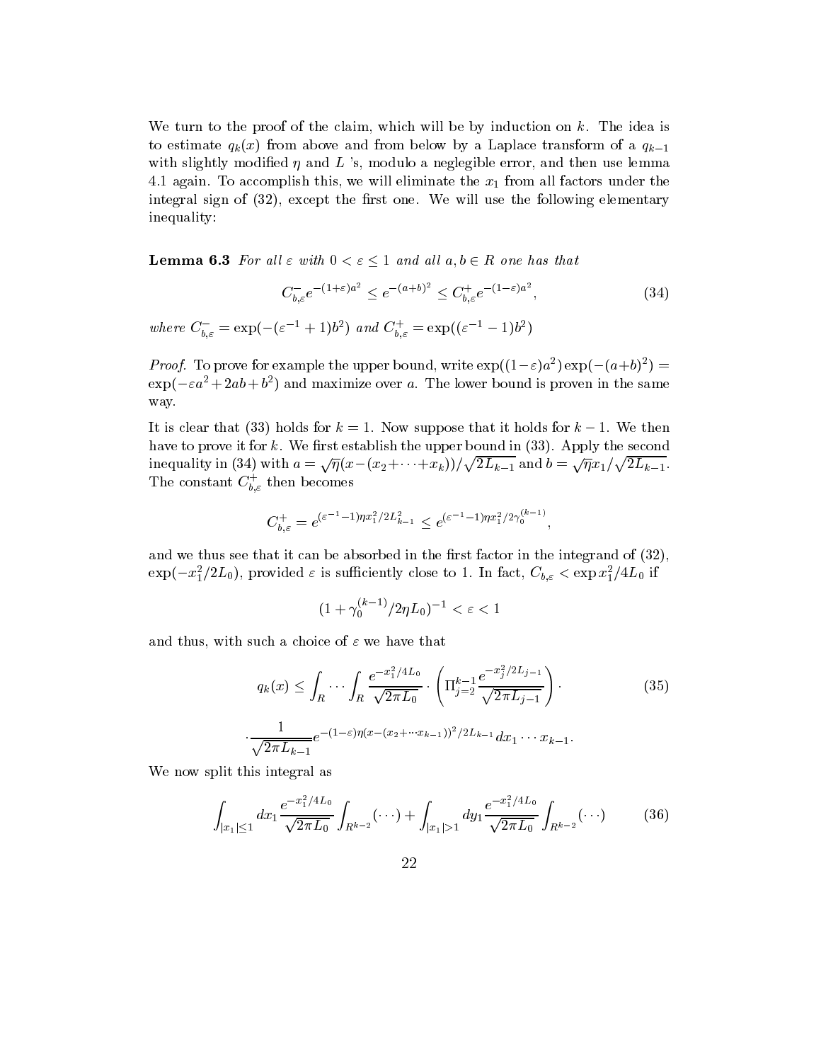We turn to the proof of the claim, which will be by induction on $k$. The idea is to estimate $q_k(x)$ from above and from below by a Laplace transform of a $q_{k-1}$ with slightly modified $\eta$ and $L$ 's, modulo a neglegible error, and then use lemma 4.1 again. To accomplish this, we will eliminate the $x_1$ from all factors under the integral sign of (32), except the first one. We will use the following elementary inequality:

**Lemma 6.3** *For all $\varepsilon$ with $0 < \varepsilon \leq 1$ and all $a, b \in R$ one has that*

$$C^-_{b,\varepsilon} e^{-(1+\varepsilon)a^2} \leq e^{-(a+b)^2} \leq C^+_{b,\varepsilon} e^{-(1-\varepsilon)a^2}, \tag{34}$$

*where $C^-_{b,\varepsilon} = \exp(-(\varepsilon^{-1}+1)b^2)$ and $C^+_{b,\varepsilon} = \exp((\varepsilon^{-1}-1)b^2)$*

*Proof.* To prove for example the upper bound, write $\exp((1-\varepsilon)a^2)\exp(-(a+b)^2) = \exp(-\varepsilon a^2 + 2ab + b^2)$ and maximize over $a$. The lower bound is proven in the same way.

It is clear that (33) holds for $k = 1$. Now suppose that it holds for $k-1$. We then have to prove it for $k$. We first establish the upper bound in (33). Apply the second inequality in (34) with $a = \sqrt{\eta}(x - (x_2 + \cdots + x_k))/\sqrt{2L_{k-1}}$ and $b = \sqrt{\eta}x_1/\sqrt{2L_{k-1}}$. The constant $C^+_{b,\varepsilon}$ then becomes

$$C^+_{b,\varepsilon} = e^{(\varepsilon^{-1}-1)\eta x_1^2/2L_{k-1}^2} \leq e^{(\varepsilon^{-1}-1)\eta x_1^2/2\gamma_0^{(k-1)}},$$

and we thus see that it can be absorbed in the first factor in the integrand of (32), $\exp(-x_1^2/2L_0)$, provided $\varepsilon$ is sufficiently close to 1. In fact, $C_{b,\varepsilon} < \exp x_1^2/4L_0$ if

$$(1 + \gamma_0^{(k-1)}/2\eta L_0)^{-1} < \varepsilon < 1$$

and thus, with such a choice of $\varepsilon$ we have that

$$q_k(x) \leq \int_R \cdots \int_R \frac{e^{-x_1^2/4L_0}}{\sqrt{2\pi L_0}} \cdot \left(\Pi_{j=2}^{k-1} \frac{e^{-x_j^2/2L_{j-1}}}{\sqrt{2\pi L_{j-1}}}\right) \cdot \tag{35}$$

$$\cdot \frac{1}{\sqrt{2\pi L_{k-1}}} e^{-(1-\varepsilon)\eta(x-(x_2+\cdots x_{k-1}))^2/2L_{k-1}} dx_1 \cdots x_{k-1}.$$

We now split this integral as

$$\int_{|x_1|\leq 1} dx_1 \frac{e^{-x_1^2/4L_0}}{\sqrt{2\pi L_0}} \int_{R^{k-2}} (\cdots) + \int_{|x_1|>1} dy_1 \frac{e^{-x_1^2/4L_0}}{\sqrt{2\pi L_0}} \int_{R^{k-2}} (\cdots) \tag{36}$$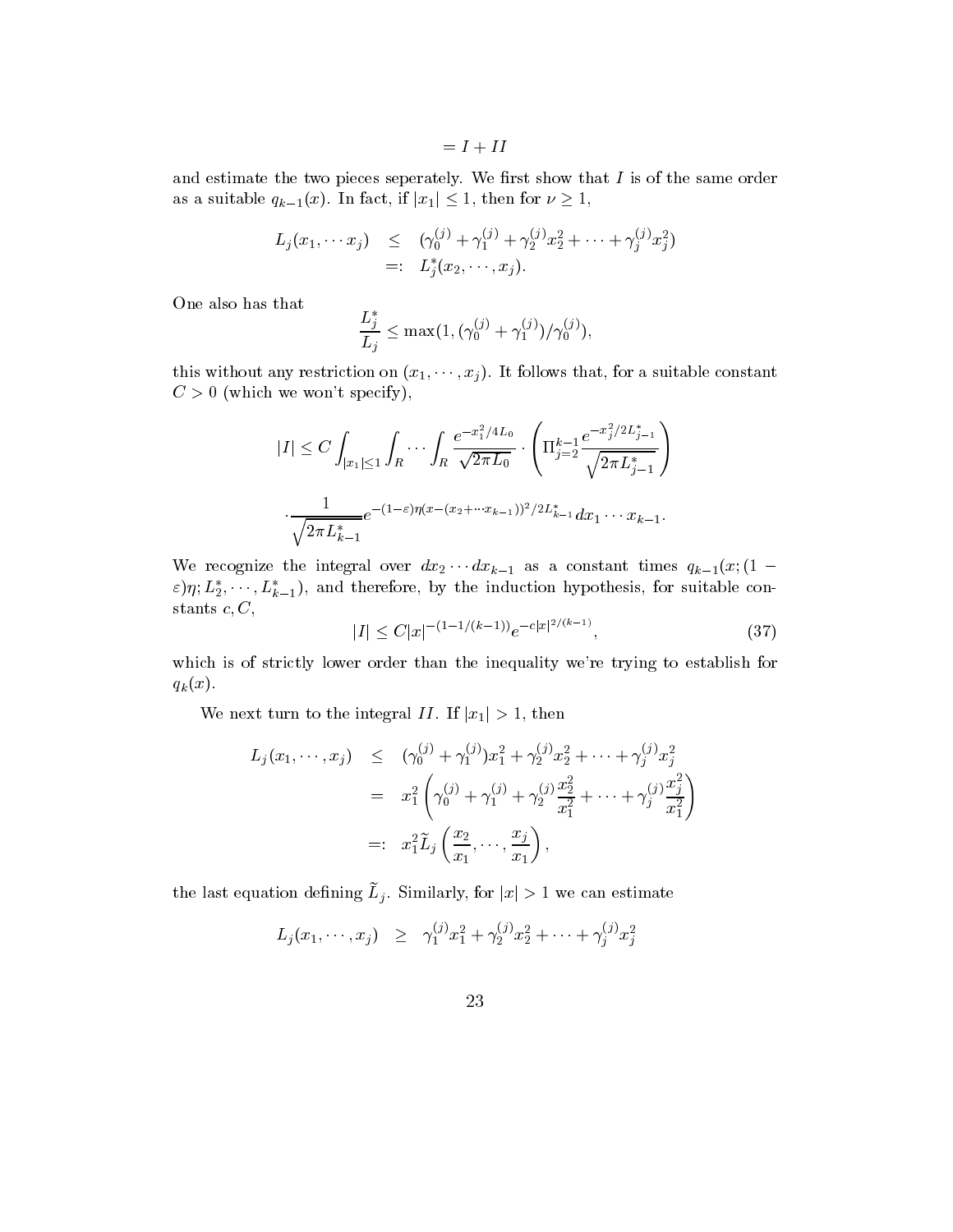$$= I + II$$

and estimate the two pieces seperately. We first show that $I$ is of the same order as a suitable $q_{k-1}(x)$. In fact, if $|x_1| \leq 1$, then for $\nu \geq 1$,

$$\begin{aligned}
L_j(x_1, \cdots x_j) &\leq (\gamma_0^{(j)} + \gamma_1^{(j)} + \gamma_2^{(j)} x_2^2 + \cdots + \gamma_j^{(j)} x_j^2) \\
&=: L_j^*(x_2, \cdots, x_j).
\end{aligned}$$

One also has that

$$\frac{L_j^*}{L_j} \leq \max(1, (\gamma_0^{(j)} + \gamma_1^{(j)})/\gamma_0^{(j)}),$$

this without any restriction on $(x_1, \cdots, x_j)$. It follows that, for a suitable constant $C > 0$ (which we won't specify),

$$|I| \leq C \int_{|x_1| \leq 1} \int_R \cdots \int_R \frac{e^{-x_1^2/4L_0}}{\sqrt{2\pi L_0}} \cdot \left( \Pi_{j=2}^{k-1} \frac{e^{-x_j^2/2L_{j-1}^*}}{\sqrt{2\pi L_{j-1}^*}} \right)$$

$$\cdot \frac{1}{\sqrt{2\pi L_{k-1}^*}} e^{-(1-\varepsilon)\eta(x-(x_2+\cdots x_{k-1}))^2/2L_{k-1}^*} dx_1 \cdots x_{k-1}.$$

We recognize the integral over $dx_2 \cdots dx_{k-1}$ as a constant times $q_{k-1}(x; (1-\varepsilon)\eta; L_2^*, \cdots, L_{k-1}^*)$, and therefore, by the induction hypothesis, for suitable constants $c, C$,

$$|I| \leq C|x|^{-(1-1/(k-1))} e^{-c|x|^{2/(k-1)}}, \tag{37}$$

which is of strictly lower order than the inequality we're trying to establish for $q_k(x)$.

We next turn to the integral $II$. If $|x_1| > 1$, then

$$\begin{aligned}
L_j(x_1, \cdots, x_j) &\leq (\gamma_0^{(j)} + \gamma_1^{(j)}) x_1^2 + \gamma_2^{(j)} x_2^2 + \cdots + \gamma_j^{(j)} x_j^2 \\
&= x_1^2 \left( \gamma_0^{(j)} + \gamma_1^{(j)} + \gamma_2^{(j)} \frac{x_2^2}{x_1^2} + \cdots + \gamma_j^{(j)} \frac{x_j^2}{x_1^2} \right) \\
&=: x_1^2 \widetilde{L}_j \left( \frac{x_2}{x_1}, \cdots, \frac{x_j}{x_1} \right),
\end{aligned}$$

the last equation defining $\widetilde{L}_j$. Similarly, for $|x| > 1$ we can estimate

$$L_j(x_1, \cdots, x_j) \geq \gamma_1^{(j)} x_1^2 + \gamma_2^{(j)} x_2^2 + \cdots + \gamma_j^{(j)} x_j^2$$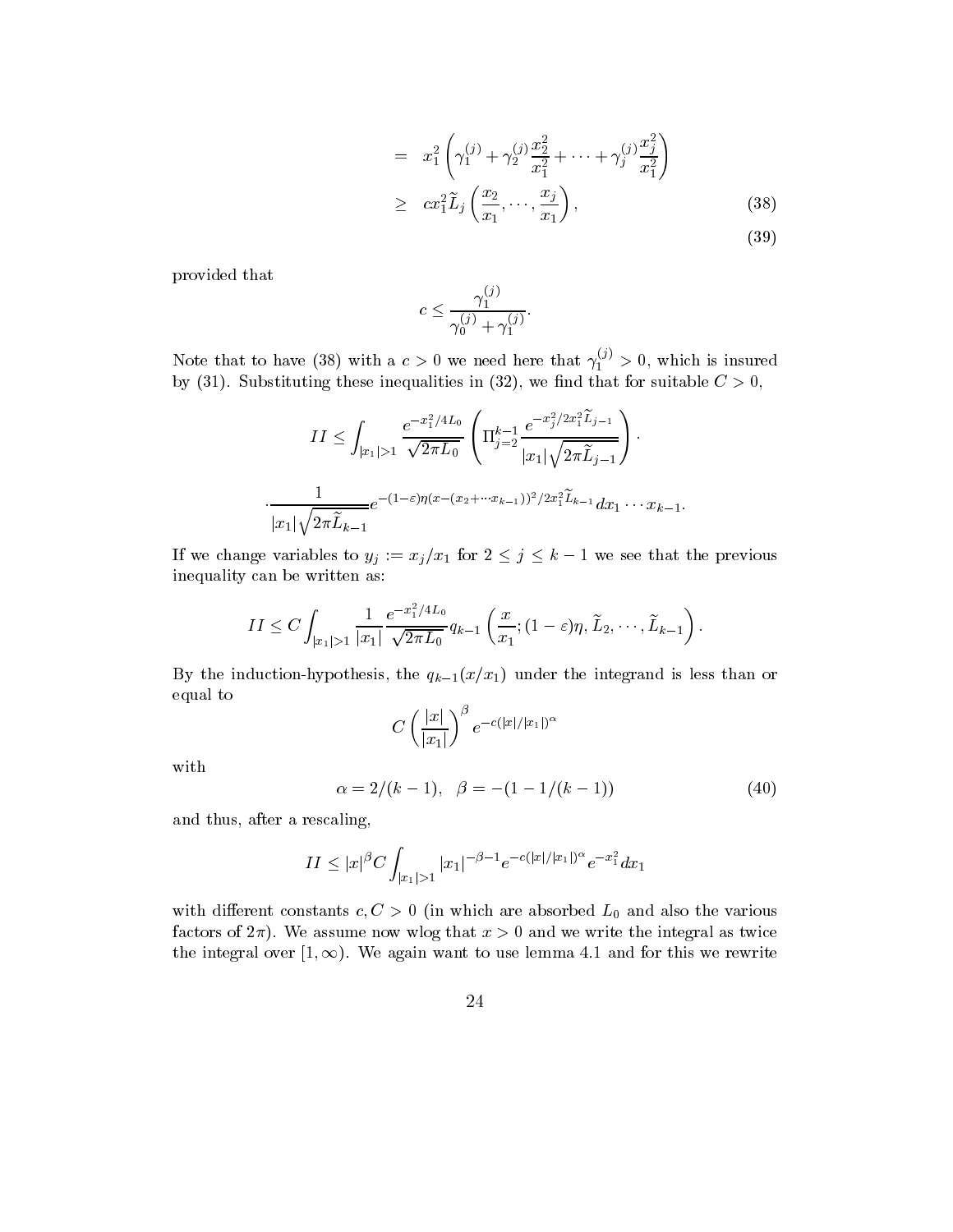$$
\begin{aligned}
&= x_1^2 \left( \gamma_1^{(j)} + \gamma_2^{(j)} \frac{x_2^2}{x_1^2} + \cdots + \gamma_j^{(j)} \frac{x_j^2}{x_1^2} \right) \\
&\geq c x_1^2 \widetilde{L}_j \left( \frac{x_2}{x_1}, \cdots, \frac{x_j}{x_1} \right), \qquad (38) \\
& \qquad (39)
\end{aligned}
$$

provided that

$$
c \leq \frac{\gamma_1^{(j)}}{\gamma_0^{(j)} + \gamma_1^{(j)}}.
$$

Note that to have (38) with a $c > 0$ we need here that $\gamma_1^{(j)} > 0$, which is insured by (31). Substituting these inequalities in (32), we find that for suitable $C > 0$,

$$
II \leq \int_{|x_1|>1} \frac{e^{-x_1^2/4L_0}}{\sqrt{2\pi L_0}} \left( \Pi_{j=2}^{k-1} \frac{e^{-x_j^2/2x_1^2 \widetilde{L}_{j-1}}}{|x_1| \sqrt{2\pi \widetilde{L}_{j-1}}} \right) \cdot
$$

$$
\cdot \frac{1}{|x_1|\sqrt{2\pi \widetilde{L}_{k-1}}} e^{-(1-\varepsilon)\eta(x-(x_2+\cdots x_{k-1}))^2/2x_1^2 \widetilde{L}_{k-1}} dx_1 \cdots x_{k-1}.
$$

If we change variables to $y_j := x_j/x_1$ for $2 \leq j \leq k-1$ we see that the previous inequality can be written as:

$$
II \leq C \int_{|x_1|>1} \frac{1}{|x_1|} \frac{e^{-x_1^2/4L_0}}{\sqrt{2\pi L_0}} q_{k-1} \left( \frac{x}{x_1}; (1-\varepsilon)\eta, \widetilde{L}_2, \cdots, \widetilde{L}_{k-1} \right).
$$

By the induction-hypothesis, the $q_{k-1}(x/x_1)$ under the integrand is less than or equal to

$$
C \left( \frac{|x|}{|x_1|} \right)^{\beta} e^{-c(|x|/|x_1|)^{\alpha}}
$$

with

$$
\alpha = 2/(k-1), \quad \beta = -(1 - 1/(k-1)) \qquad (40)
$$

and thus, after a rescaling,

$$
II \leq |x|^{\beta} C \int_{|x_1|>1} |x_1|^{-\beta-1} e^{-c(|x|/|x_1|)^{\alpha}} e^{-x_1^2} dx_1
$$

with different constants $c, C > 0$ (in which are absorbed $L_0$ and also the various factors of $2\pi$). We assume now wlog that $x > 0$ and we write the integral as twice the integral over $[1, \infty)$. We again want to use lemma 4.1 and for this we rewrite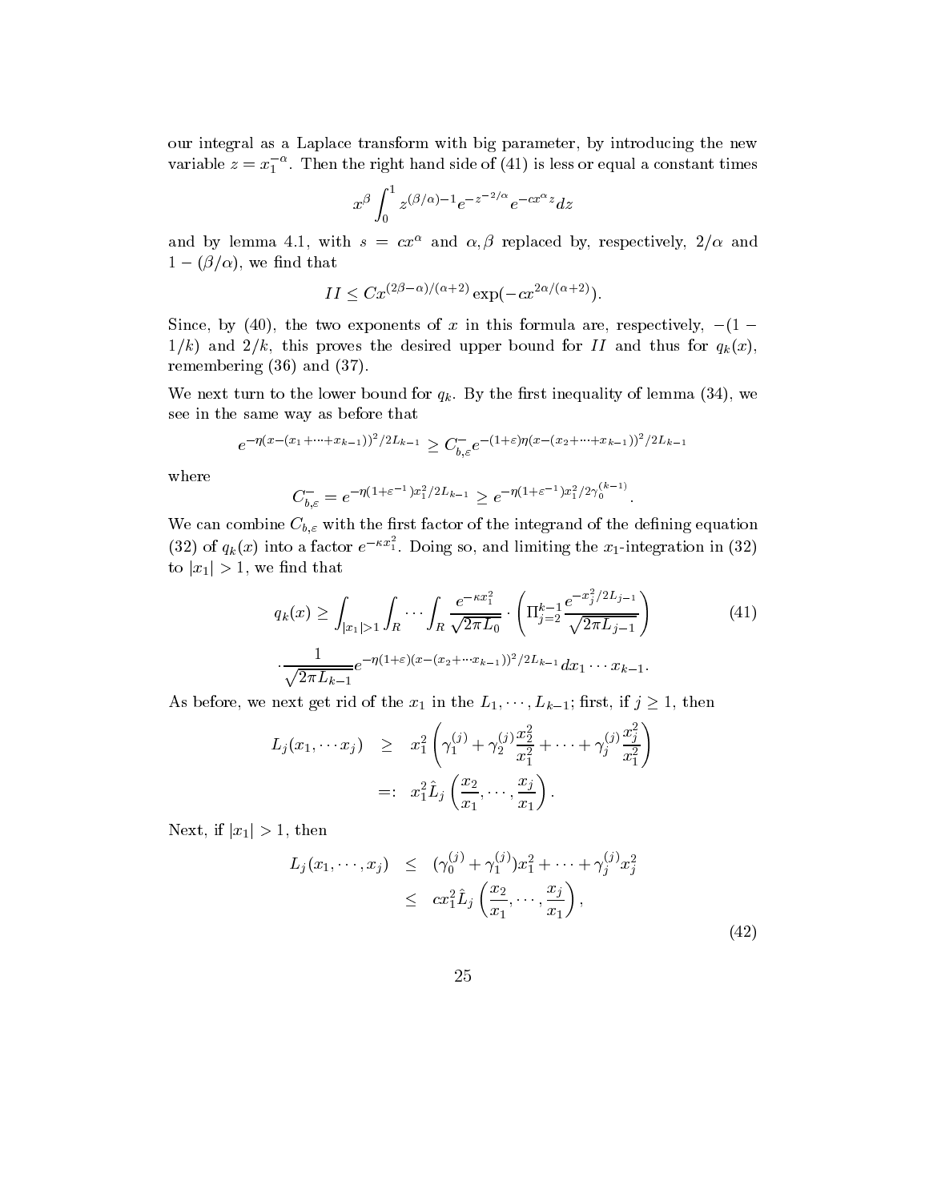our integral as a Laplace transform with big parameter, by introducing the new variable $z = x_1^{-\alpha}$. Then the right hand side of (41) is less or equal a constant times

$$x^{\beta} \int_0^1 z^{(\beta/\alpha)-1} e^{-z^{-2/\alpha}} e^{-cx^{\alpha} z} dz$$

and by lemma 4.1, with $s = cx^{\alpha}$ and $\alpha, \beta$ replaced by, respectively, $2/\alpha$ and $1 - (\beta/\alpha)$, we find that

$$II \leq Cx^{(2\beta - \alpha)/(\alpha+2)} \exp(-cx^{2\alpha/(\alpha+2)}).$$

Since, by (40), the two exponents of $x$ in this formula are, respectively, $-(1 - 1/k)$ and $2/k$, this proves the desired upper bound for $II$ and thus for $q_k(x)$, remembering (36) and (37).

We next turn to the lower bound for $q_k$. By the first inequality of lemma (34), we see in the same way as before that

$$e^{-\eta(x-(x_1+\cdots+x_{k-1}))^2/2L_{k-1}} \geq C_{b,\varepsilon}^{-} e^{-(1+\varepsilon)\eta(x-(x_2+\cdots+x_{k-1}))^2/2L_{k-1}}$$

where

$$C_{b,\varepsilon}^{-} = e^{-\eta(1+\varepsilon^{-1})x_1^2/2L_{k-1}} \geq e^{-\eta(1+\varepsilon^{-1})x_1^2/2\gamma_0^{(k-1)}}.$$

We can combine $C_{b,\varepsilon}$ with the first factor of the integrand of the defining equation (32) of $q_k(x)$ into a factor $e^{-\kappa x_1^2}$. Doing so, and limiting the $x_1$-integration in (32) to $|x_1| > 1$, we find that

$$q_k(x) \geq \int_{|x_1|>1} \int_R \cdots \int_R \frac{e^{-\kappa x_1^2}}{\sqrt{2\pi L_0}} \cdot \left( \Pi_{j=2}^{k-1} \frac{e^{-x_j^2/2L_{j-1}}}{\sqrt{2\pi L_{j-1}}} \right) \tag{41}$$

$$\cdot \frac{1}{\sqrt{2\pi L_{k-1}}} e^{-\eta(1+\varepsilon)(x-(x_2+\cdots x_{k-1}))^2/2L_{k-1}} dx_1 \cdots x_{k-1}.$$

As before, we next get rid of the $x_1$ in the $L_1, \cdots, L_{k-1}$; first, if $j \geq 1$, then

$$\begin{aligned} L_j(x_1, \cdots x_j) &\geq x_1^2 \left( \gamma_1^{(j)} + \gamma_2^{(j)} \frac{x_2^2}{x_1^2} + \cdots + \gamma_j^{(j)} \frac{x_j^2}{x_1^2} \right) \\ &=: x_1^2 \hat{L}_j \left( \frac{x_2}{x_1}, \cdots, \frac{x_j}{x_1} \right). \end{aligned}$$

Next, if $|x_1| > 1$, then

$$\begin{aligned} L_j(x_1, \cdots, x_j) &\leq (\gamma_0^{(j)} + \gamma_1^{(j)})x_1^2 + \cdots + \gamma_j^{(j)} x_j^2 \\ &\leq cx_1^2 \hat{L}_j \left( \frac{x_2}{x_1}, \cdots, \frac{x_j}{x_1} \right), \end{aligned} \tag{42}$$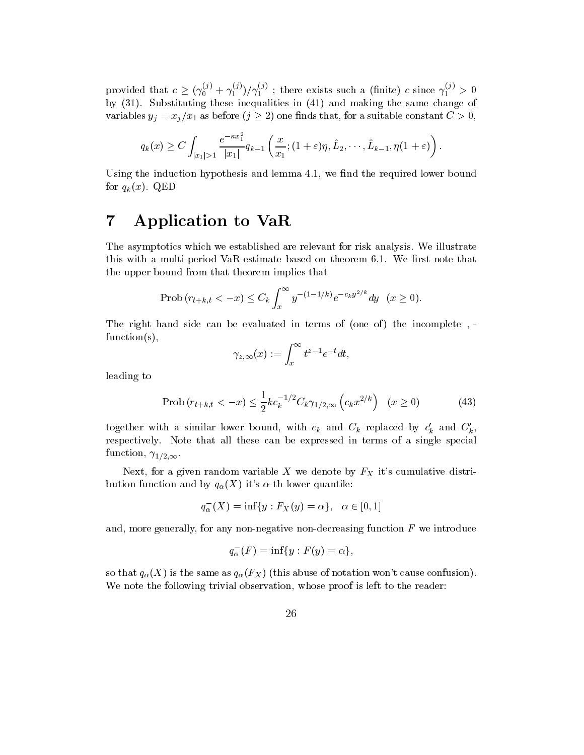provided that $c \geq (\gamma_0^{(j)} + \gamma_1^{(j)})/\gamma_1^{(j)}$ ; there exists such a (finite) $c$ since $\gamma_1^{(j)} > 0$ by (31). Substituting these inequalities in (41) and making the same change of variables $y_j = x_j/x_1$ as before ($j \geq 2$) one finds that, for a suitable constant $C > 0$,

$$q_k(x) \geq C \int_{|x_1|>1} \frac{e^{-\kappa x_1^2}}{|x_1|} q_{k-1}\left(\frac{x}{x_1}; (1+\varepsilon)\eta, \hat{L}_2, \cdots, \hat{L}_{k-1}, \eta(1+\varepsilon)\right).$$

Using the induction hypothesis and lemma 4.1, we find the required lower bound for $q_k(x)$. QED

# 7 Application to VaR

The asymptotics which we established are relevant for risk analysis. We illustrate this with a multi-period VaR-estimate based on theorem 6.1. We first note that the upper bound from that theorem implies that

$$\text{Prob}\,(r_{t+k,t} < -x) \leq C_k \int_x^\infty y^{-(1-1/k)} e^{-c_k y^{2/k}} dy \quad (x \geq 0).$$

The right hand side can be evaluated in terms of (one of) the incomplete , -function(s),

$$\gamma_{z,\infty}(x) := \int_x^\infty t^{z-1} e^{-t} dt,$$

leading to

$$\text{Prob}\,(r_{t+k,t} < -x) \leq \frac{1}{2} k c_k^{-1/2} C_k \gamma_{1/2,\infty}\left(c_k x^{2/k}\right) \quad (x \geq 0) \tag{43}$$

together with a similar lower bound, with $c_k$ and $C_k$ replaced by $c_k'$ and $C_k'$, respectively. Note that all these can be expressed in terms of a single special function, $\gamma_{1/2,\infty}$.

Next, for a given random variable $X$ we denote by $F_X$ it's cumulative distribution function and by $q_\alpha(X)$ it's $\alpha$-th lower quantile:

$$q_\alpha^-(X) = \inf\{y : F_X(y) = \alpha\}, \quad \alpha \in [0,1]$$

and, more generally, for any non-negative non-decreasing function $F$ we introduce

$$q_\alpha^-(F) = \inf\{y : F(y) = \alpha\},$$

so that $q_\alpha(X)$ is the same as $q_\alpha(F_X)$ (this abuse of notation won't cause confusion). We note the following trivial observation, whose proof is left to the reader: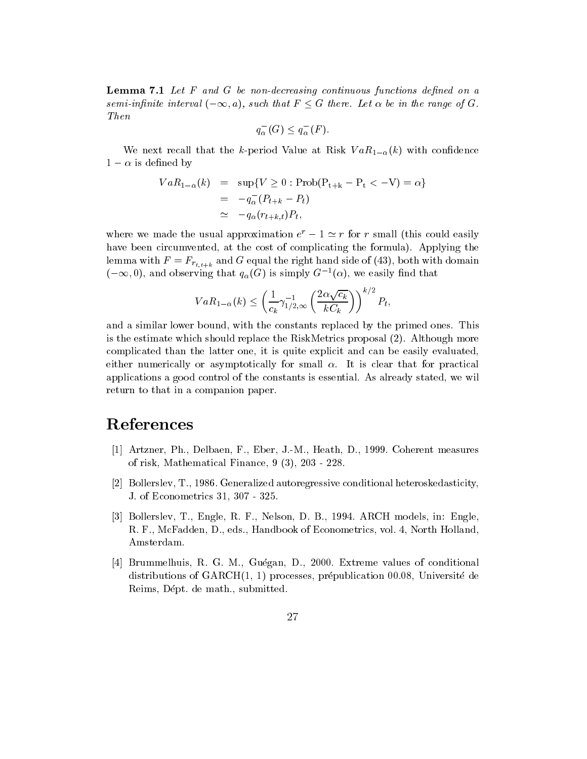**Lemma 7.1** *Let $F$ and $G$ be non-decreasing continuous functions defined on a semi-infinite interval $(-\infty, a)$, such that $F \leq G$ there. Let $\alpha$ be in the range of $G$. Then*

$$q_\alpha^-(G) \leq q_\alpha^-(F).$$

We next recall that the $k$-period Value at Risk $VaR_{1-\alpha}(k)$ with confidence $1-\alpha$ is defined by

$$\begin{aligned} VaR_{1-\alpha}(k) &= \sup\{V \geq 0 : \mathrm{Prob(P_{t+k} - P_t < -V) = \alpha}\} \\ &= -q_\alpha^-(P_{t+k} - P_t) \\ &\simeq -q_\alpha(r_{t+k,t})P_t, \end{aligned}$$

where we made the usual approximation $e^r - 1 \simeq r$ for $r$ small (this could easily have been circumvented, at the cost of complicating the formula). Applying the lemma with $F = F_{r_{t,t+k}}$ and $G$ equal the right hand side of (43), both with domain $(-\infty, 0)$, and observing that $q_\alpha(G)$ is simply $G^{-1}(\alpha)$, we easily find that

$$VaR_{1-\alpha}(k) \leq \left( \frac{1}{c_k} \gamma_{1/2,\infty}^{-1} \left( \frac{2\alpha\sqrt{c_k}}{kC_k} \right) \right)^{k/2} P_t,$$

and a similar lower bound, with the constants replaced by the primed ones. This is the estimate which should replace the RiskMetrics proposal (2). Although more complicated than the latter one, it is quite explicit and can be easily evaluated, either numerically or asymptotically for small $\alpha$. It is clear that for practical applications a good control of the constants is essential. As already stated, we wil return to that in a companion paper.

# References

[1] Artzner, Ph., Delbaen, F., Eber, J.-M., Heath, D., 1999. Coherent measures of risk, Mathematical Finance, 9 (3), 203 - 228.

[2] Bollerslev, T., 1986. Generalized autoregressive conditional heteroskedasticity, J. of Econometrics 31, 307 - 325.

[3] Bollerslev, T., Engle, R. F., Nelson, D. B., 1994. ARCH models, in: Engle, R. F., McFadden, D., eds., Handbook of Econometrics, vol. 4, North Holland, Amsterdam.

[4] Brummelhuis, R. G. M., Guégan, D., 2000. Extreme values of conditional distributions of GARCH(1, 1) processes, prépublication 00.08, Université de Reims, Dépt. de math., submitted.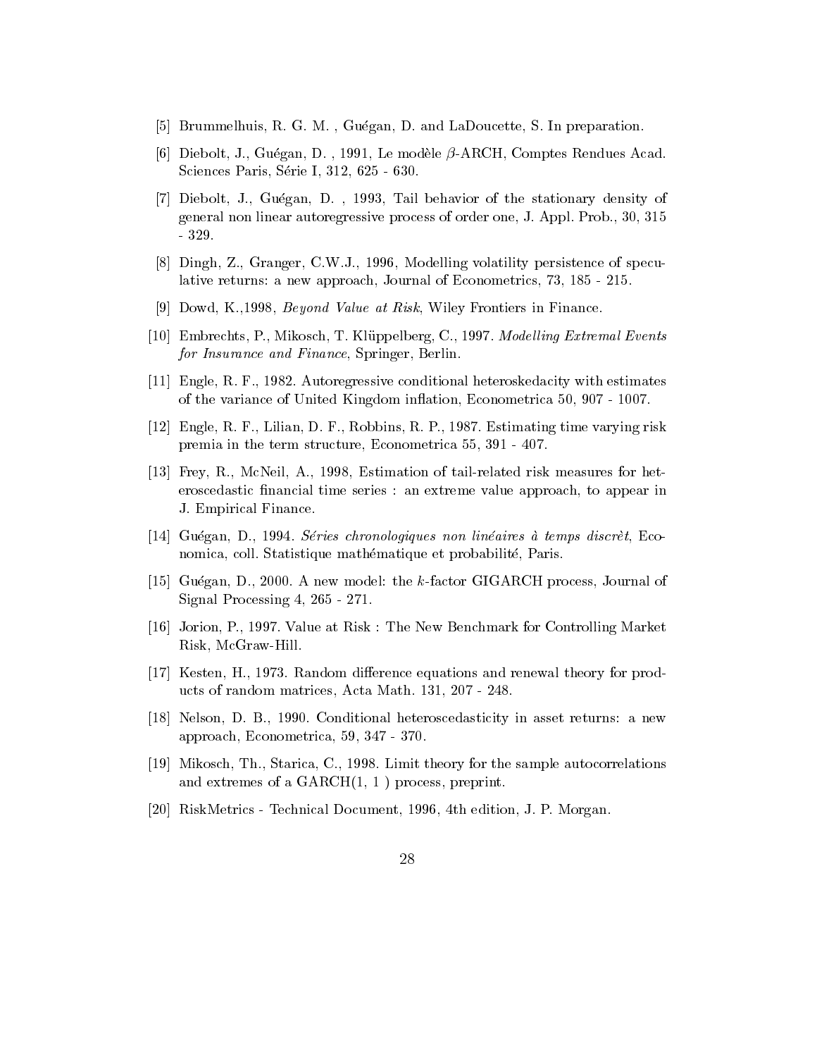[5] Brummelhuis, R. G. M. , Guégan, D. and LaDoucette, S. In preparation.

[6] Diebolt, J., Guégan, D. , 1991, Le modèle $\beta$-ARCH, Comptes Rendues Acad. Sciences Paris, Série I, 312, 625 - 630.

[7] Diebolt, J., Guégan, D. , 1993, Tail behavior of the stationary density of general non linear autoregressive process of order one, J. Appl. Prob., 30, 315 - 329.

[8] Dingh, Z., Granger, C.W.J., 1996, Modelling volatility persistence of speculative returns: a new approach, Journal of Econometrics, 73, 185 - 215.

[9] Dowd, K.,1998, *Beyond Value at Risk*, Wiley Frontiers in Finance.

[10] Embrechts, P., Mikosch, T. Klüppelberg, C., 1997. *Modelling Extremal Events for Insurance and Finance*, Springer, Berlin.

[11] Engle, R. F., 1982. Autoregressive conditional heteroskedacity with estimates of the variance of United Kingdom inflation, Econometrica 50, 907 - 1007.

[12] Engle, R. F., Lilian, D. F., Robbins, R. P., 1987. Estimating time varying risk premia in the term structure, Econometrica 55, 391 - 407.

[13] Frey, R., McNeil, A., 1998, Estimation of tail-related risk measures for heteroscedastic financial time series : an extreme value approach, to appear in J. Empirical Finance.

[14] Guégan, D., 1994. *Séries chronologiques non linéaires à temps discrèt*, Economica, coll. Statistique mathématique et probabilité, Paris.

[15] Guégan, D., 2000. A new model: the $k$-factor GIGARCH process, Journal of Signal Processing 4, 265 - 271.

[16] Jorion, P., 1997. Value at Risk : The New Benchmark for Controlling Market Risk, McGraw-Hill.

[17] Kesten, H., 1973. Random difference equations and renewal theory for products of random matrices, Acta Math. 131, 207 - 248.

[18] Nelson, D. B., 1990. Conditional heteroscedasticity in asset returns: a new approach, Econometrica, 59, 347 - 370.

[19] Mikosch, Th., Starica, C., 1998. Limit theory for the sample autocorrelations and extremes of a GARCH(1, 1 ) process, preprint.

[20] RiskMetrics - Technical Document, 1996, 4th edition, J. P. Morgan.